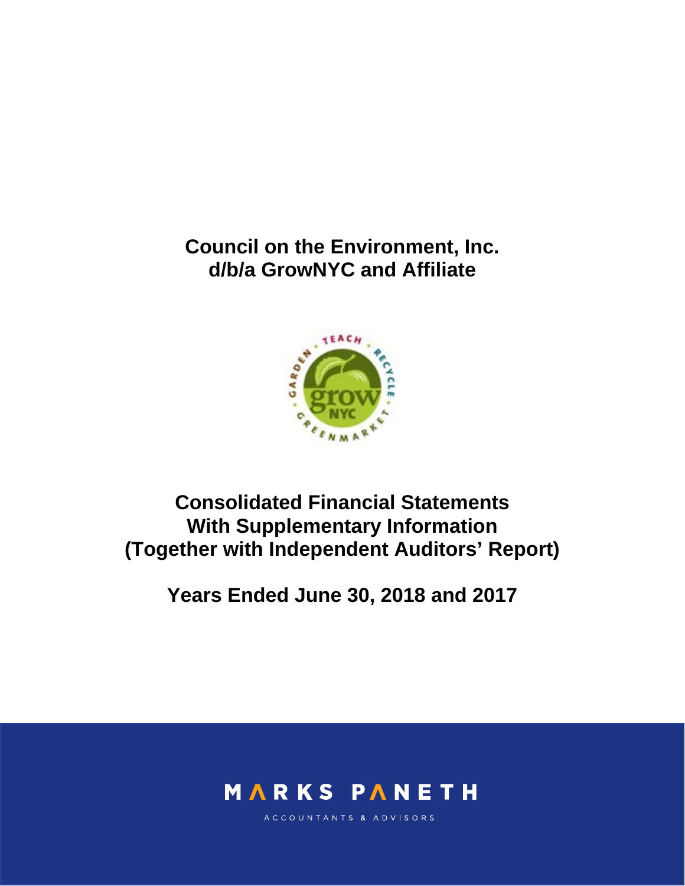# Council on the Environment, Inc.
# d/b/a GrowNYC and Affiliate

## Consolidated Financial Statements
## With Supplementary Information
## (Together with Independent Auditors' Report)

## Years Ended June 30, 2018 and 2017

MARKS PANETH

ACCOUNTANTS & ADVISORS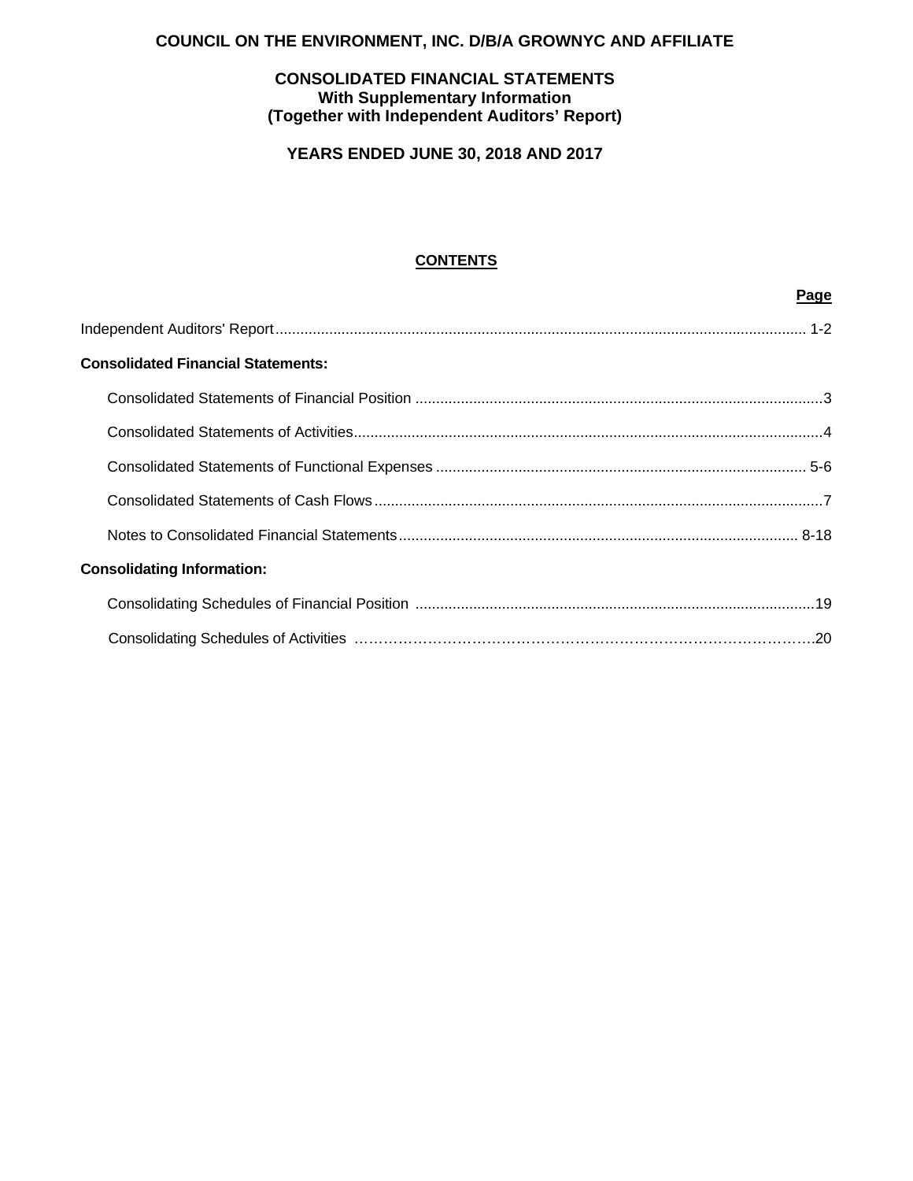# COUNCIL ON THE ENVIRONMENT, INC. D/B/A GROWNYC AND AFFILIATE

## CONSOLIDATED FINANCIAL STATEMENTS
### With Supplementary Information
### (Together with Independent Auditors' Report)

## YEARS ENDED JUNE 30, 2018 AND 2017

### CONTENTS

| | Page |
|---|---|
| Independent Auditors' Report | 1-2 |
| **Consolidated Financial Statements:** | |
| Consolidated Statements of Financial Position | 3 |
| Consolidated Statements of Activities | 4 |
| Consolidated Statements of Functional Expenses | 5-6 |
| Consolidated Statements of Cash Flows | 7 |
| Notes to Consolidated Financial Statements | 8-18 |
| **Consolidating Information:** | |
| Consolidating Schedules of Financial Position | 19 |
| Consolidating Schedules of Activities | 20 |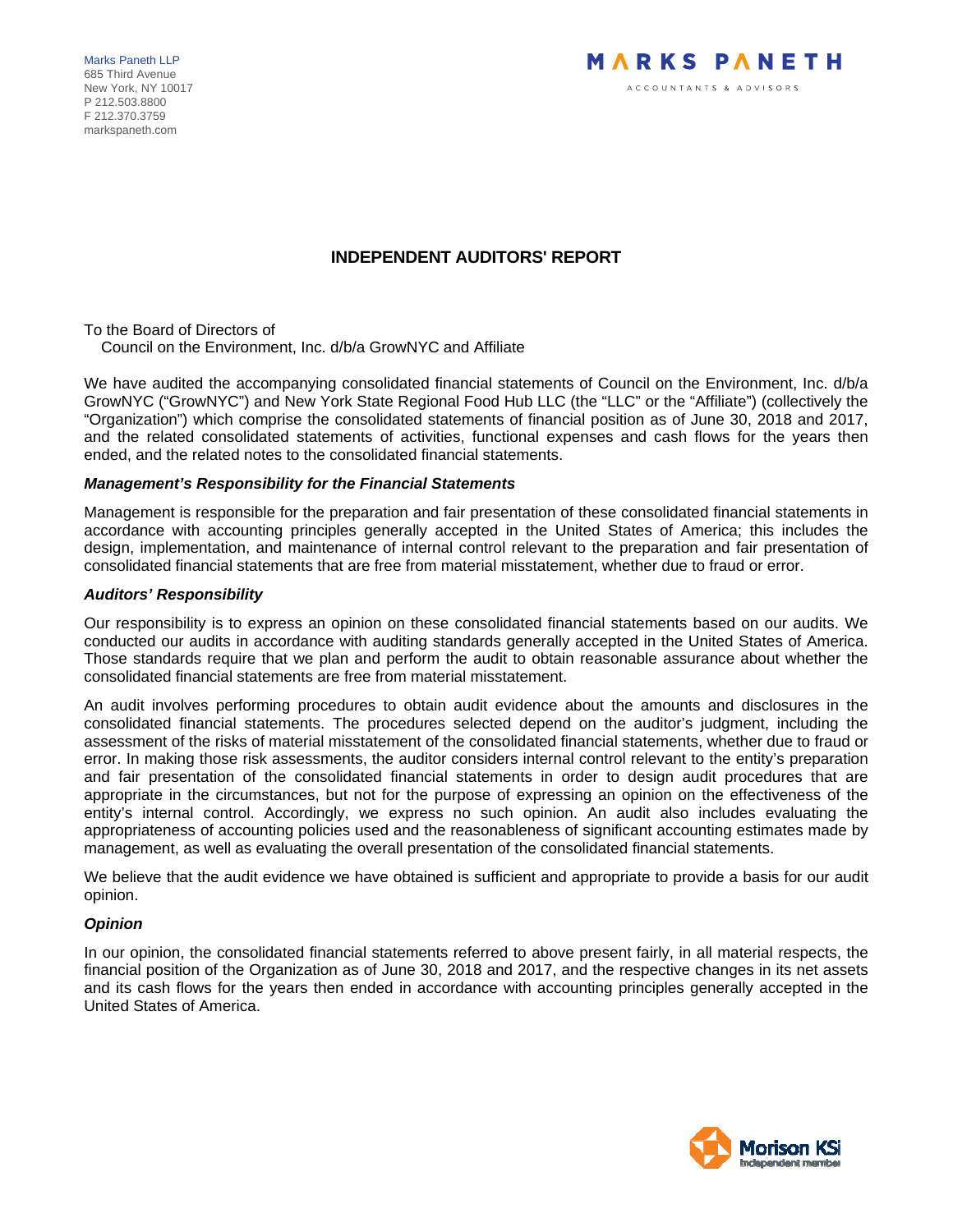Marks Paneth LLP
685 Third Avenue
New York, NY 10017
P 212.503.8800
F 212.370.3759
markspaneth.com

MARKS PANETH
ACCOUNTANTS & ADVISORS

# INDEPENDENT AUDITORS' REPORT

To the Board of Directors of
Council on the Environment, Inc. d/b/a GrowNYC and Affiliate

We have audited the accompanying consolidated financial statements of Council on the Environment, Inc. d/b/a GrowNYC ("GrowNYC") and New York State Regional Food Hub LLC (the "LLC" or the "Affiliate") (collectively the "Organization") which comprise the consolidated statements of financial position as of June 30, 2018 and 2017, and the related consolidated statements of activities, functional expenses and cash flows for the years then ended, and the related notes to the consolidated financial statements.

### *Management's Responsibility for the Financial Statements*

Management is responsible for the preparation and fair presentation of these consolidated financial statements in accordance with accounting principles generally accepted in the United States of America; this includes the design, implementation, and maintenance of internal control relevant to the preparation and fair presentation of consolidated financial statements that are free from material misstatement, whether due to fraud or error.

### *Auditors' Responsibility*

Our responsibility is to express an opinion on these consolidated financial statements based on our audits. We conducted our audits in accordance with auditing standards generally accepted in the United States of America. Those standards require that we plan and perform the audit to obtain reasonable assurance about whether the consolidated financial statements are free from material misstatement.

An audit involves performing procedures to obtain audit evidence about the amounts and disclosures in the consolidated financial statements. The procedures selected depend on the auditor's judgment, including the assessment of the risks of material misstatement of the consolidated financial statements, whether due to fraud or error. In making those risk assessments, the auditor considers internal control relevant to the entity's preparation and fair presentation of the consolidated financial statements in order to design audit procedures that are appropriate in the circumstances, but not for the purpose of expressing an opinion on the effectiveness of the entity's internal control. Accordingly, we express no such opinion. An audit also includes evaluating the appropriateness of accounting policies used and the reasonableness of significant accounting estimates made by management, as well as evaluating the overall presentation of the consolidated financial statements.

We believe that the audit evidence we have obtained is sufficient and appropriate to provide a basis for our audit opinion.

### *Opinion*

In our opinion, the consolidated financial statements referred to above present fairly, in all material respects, the financial position of the Organization as of June 30, 2018 and 2017, and the respective changes in its net assets and its cash flows for the years then ended in accordance with accounting principles generally accepted in the United States of America.

Morison KSi
Independent member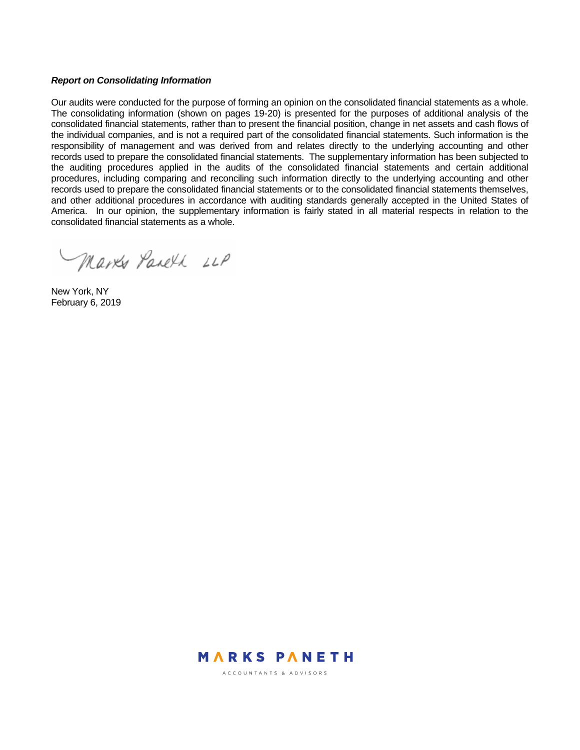***Report on Consolidating Information***

Our audits were conducted for the purpose of forming an opinion on the consolidated financial statements as a whole. The consolidating information (shown on pages 19-20) is presented for the purposes of additional analysis of the consolidated financial statements, rather than to present the financial position, change in net assets and cash flows of the individual companies, and is not a required part of the consolidated financial statements. Such information is the responsibility of management and was derived from and relates directly to the underlying accounting and other records used to prepare the consolidated financial statements. The supplementary information has been subjected to the auditing procedures applied in the audits of the consolidated financial statements and certain additional procedures, including comparing and reconciling such information directly to the underlying accounting and other records used to prepare the consolidated financial statements or to the consolidated financial statements themselves, and other additional procedures in accordance with auditing standards generally accepted in the United States of America. In our opinion, the supplementary information is fairly stated in all material respects in relation to the consolidated financial statements as a whole.

Marks Paneth LLP

New York, NY
February 6, 2019

MARKS PANETH
ACCOUNTANTS & ADVISORS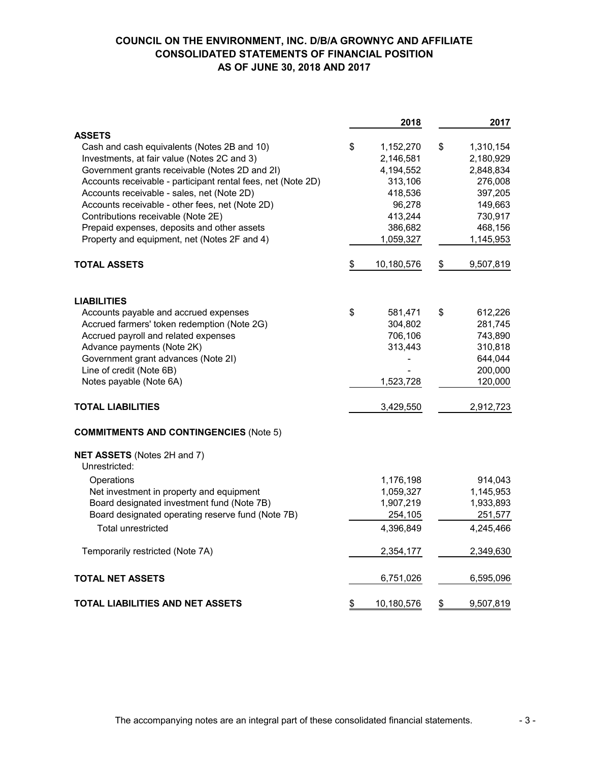# COUNCIL ON THE ENVIRONMENT, INC. D/B/A GROWNYC AND AFFILIATE
## CONSOLIDATED STATEMENTS OF FINANCIAL POSITION
## AS OF JUNE 30, 2018 AND 2017

| | 2018 | 2017 |
|---|---|---|
| **ASSETS** | | |
| Cash and cash equivalents (Notes 2B and 10) | $ 1,152,270 | $ 1,310,154 |
| Investments, at fair value (Notes 2C and 3) | 2,146,581 | 2,180,929 |
| Government grants receivable (Notes 2D and 2I) | 4,194,552 | 2,848,834 |
| Accounts receivable - participant rental fees, net (Note 2D) | 313,106 | 276,008 |
| Accounts receivable - sales, net (Note 2D) | 418,536 | 397,205 |
| Accounts receivable - other fees, net (Note 2D) | 96,278 | 149,663 |
| Contributions receivable (Note 2E) | 413,244 | 730,917 |
| Prepaid expenses, deposits and other assets | 386,682 | 468,156 |
| Property and equipment, net (Notes 2F and 4) | 1,059,327 | 1,145,953 |
| **TOTAL ASSETS** | $ 10,180,576 | $ 9,507,819 |
| **LIABILITIES** | | |
| Accounts payable and accrued expenses | $ 581,471 | $ 612,226 |
| Accrued farmers' token redemption (Note 2G) | 304,802 | 281,745 |
| Accrued payroll and related expenses | 706,106 | 743,890 |
| Advance payments (Note 2K) | 313,443 | 310,818 |
| Government grant advances (Note 2I) | - | 644,044 |
| Line of credit (Note 6B) | - | 200,000 |
| Notes payable (Note 6A) | 1,523,728 | 120,000 |
| **TOTAL LIABILITIES** | 3,429,550 | 2,912,723 |
| **COMMITMENTS AND CONTINGENCIES** (Note 5) | | |
| **NET ASSETS** (Notes 2H and 7) | | |
| Unrestricted: | | |
| Operations | 1,176,198 | 914,043 |
| Net investment in property and equipment | 1,059,327 | 1,145,953 |
| Board designated investment fund (Note 7B) | 1,907,219 | 1,933,893 |
| Board designated operating reserve fund (Note 7B) | 254,105 | 251,577 |
| Total unrestricted | 4,396,849 | 4,245,466 |
| Temporarily restricted (Note 7A) | 2,354,177 | 2,349,630 |
| **TOTAL NET ASSETS** | 6,751,026 | 6,595,096 |
| **TOTAL LIABILITIES AND NET ASSETS** | $ 10,180,576 | $ 9,507,819 |

The accompanying notes are an integral part of these consolidated financial statements.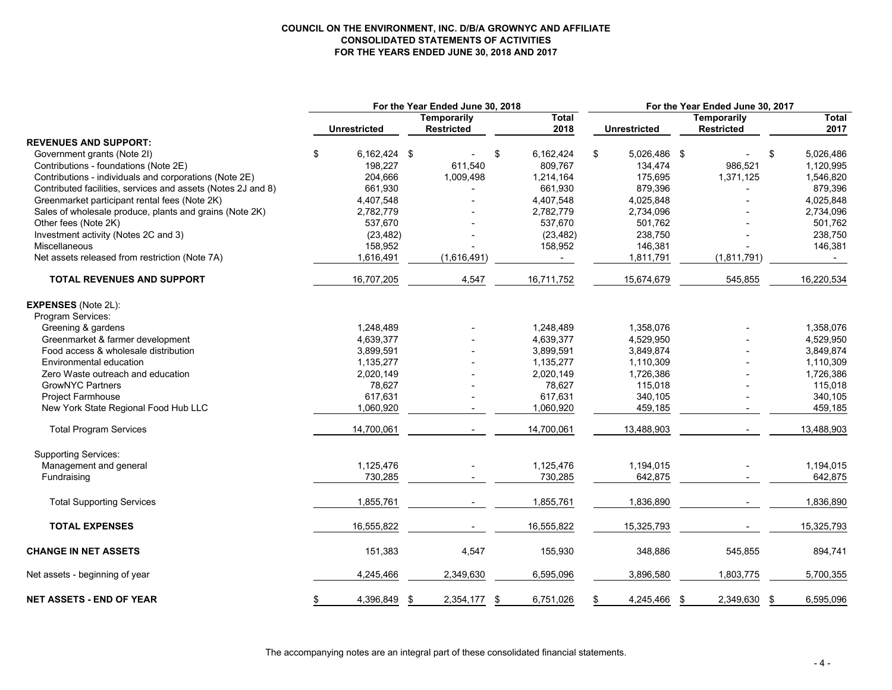**COUNCIL ON THE ENVIRONMENT, INC. D/B/A GROWNYC AND AFFILIATE**
**CONSOLIDATED STATEMENTS OF ACTIVITIES**
**FOR THE YEARS ENDED JUNE 30, 2018 AND 2017**

| | For the Year Ended June 30, 2018 | | | For the Year Ended June 30, 2017 | | |
|---|---|---|---|---|---|---|
| | Unrestricted | Temporarily Restricted | Total 2018 | Unrestricted | Temporarily Restricted | Total 2017 |
| **REVENUES AND SUPPORT:** | | | | | | |
| Government grants (Note 2I) | $ 6,162,424 | $ - | $ 6,162,424 | $ 5,026,486 | $ - | $ 5,026,486 |
| Contributions - foundations (Note 2E) | 198,227 | 611,540 | 809,767 | 134,474 | 986,521 | 1,120,995 |
| Contributions - individuals and corporations (Note 2E) | 204,666 | 1,009,498 | 1,214,164 | 175,695 | 1,371,125 | 1,546,820 |
| Contributed facilities, services and assets (Notes 2J and 8) | 661,930 | - | 661,930 | 879,396 | - | 879,396 |
| Greenmarket participant rental fees (Note 2K) | 4,407,548 | - | 4,407,548 | 4,025,848 | - | 4,025,848 |
| Sales of wholesale produce, plants and grains (Note 2K) | 2,782,779 | - | 2,782,779 | 2,734,096 | - | 2,734,096 |
| Other fees (Note 2K) | 537,670 | - | 537,670 | 501,762 | - | 501,762 |
| Investment activity (Notes 2C and 3) | (23,482) | - | (23,482) | 238,750 | - | 238,750 |
| Miscellaneous | 158,952 | - | 158,952 | 146,381 | - | 146,381 |
| Net assets released from restriction (Note 7A) | 1,616,491 | (1,616,491) | - | 1,811,791 | (1,811,791) | - |
| **TOTAL REVENUES AND SUPPORT** | 16,707,205 | 4,547 | 16,711,752 | 15,674,679 | 545,855 | 16,220,534 |
| **EXPENSES** (Note 2L): | | | | | | |
| Program Services: | | | | | | |
| Greening & gardens | 1,248,489 | - | 1,248,489 | 1,358,076 | - | 1,358,076 |
| Greenmarket & farmer development | 4,639,377 | - | 4,639,377 | 4,529,950 | - | 4,529,950 |
| Food access & wholesale distribution | 3,899,591 | - | 3,899,591 | 3,849,874 | - | 3,849,874 |
| Environmental education | 1,135,277 | - | 1,135,277 | 1,110,309 | - | 1,110,309 |
| Zero Waste outreach and education | 2,020,149 | - | 2,020,149 | 1,726,386 | - | 1,726,386 |
| GrowNYC Partners | 78,627 | - | 78,627 | 115,018 | - | 115,018 |
| Project Farmhouse | 617,631 | - | 617,631 | 340,105 | - | 340,105 |
| New York State Regional Food Hub LLC | 1,060,920 | - | 1,060,920 | 459,185 | - | 459,185 |
| Total Program Services | 14,700,061 | - | 14,700,061 | 13,488,903 | - | 13,488,903 |
| Supporting Services: | | | | | | |
| Management and general | 1,125,476 | - | 1,125,476 | 1,194,015 | - | 1,194,015 |
| Fundraising | 730,285 | - | 730,285 | 642,875 | - | 642,875 |
| Total Supporting Services | 1,855,761 | - | 1,855,761 | 1,836,890 | - | 1,836,890 |
| **TOTAL EXPENSES** | 16,555,822 | - | 16,555,822 | 15,325,793 | - | 15,325,793 |
| **CHANGE IN NET ASSETS** | 151,383 | 4,547 | 155,930 | 348,886 | 545,855 | 894,741 |
| Net assets - beginning of year | 4,245,466 | 2,349,630 | 6,595,096 | 3,896,580 | 1,803,775 | 5,700,355 |
| **NET ASSETS - END OF YEAR** | $ 4,396,849 | $ 2,354,177 | $ 6,751,026 | $ 4,245,466 | $ 2,349,630 | $ 6,595,096 |

The accompanying notes are an integral part of these consolidated financial statements.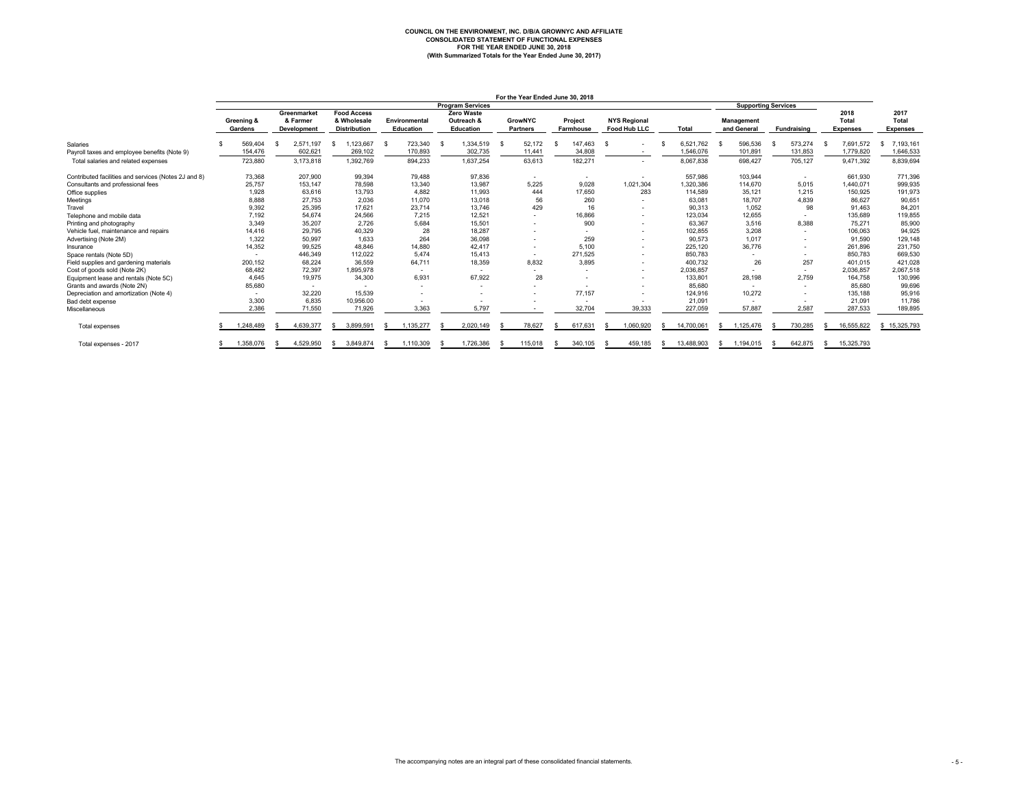# COUNCIL ON THE ENVIRONMENT, INC. D/B/A GROWNYC AND AFFILIATE
## CONSOLIDATED STATEMENT OF FUNCTIONAL EXPENSES
### FOR THE YEAR ENDED JUNE 30, 2018
### (With Summarized Totals for the Year Ended June 30, 2017)

| | For the Year Ended June 30, 2018 | | | | | | | | | | | | |
|---|---|---|---|---|---|---|---|---|---|---|---|---|---|
| | Program Services | | | | | | | | | Supporting Services | | | |
| | Greening & Gardens | Greenmarket & Farmer Development | Food Access & Wholesale Distribution | Environmental Education | Zero Waste Outreach & Education | GrowNYC Partners | Project Farmhouse | NYS Regional Food Hub LLC | Total | Management and General | Fundraising | 2018 Total Expenses | 2017 Total Expenses |
| Salaries | $ 569,404 | $ 2,571,197 | $ 1,123,667 | $ 723,340 | $ 1,334,519 | $ 52,172 | $ 147,463 | $ - | $ 6,521,762 | $ 596,536 | $ 573,274 | $ 7,691,572 | $ 7,193,161 |
| Payroll taxes and employee benefits (Note 9) | 154,476 | 602,621 | 269,102 | 170,893 | 302,735 | 11,441 | 34,808 | - | 1,546,076 | 101,891 | 131,853 | 1,779,820 | 1,646,533 |
| Total salaries and related expenses | 723,880 | 3,173,818 | 1,392,769 | 894,233 | 1,637,254 | 63,613 | 182,271 | - | 8,067,838 | 698,427 | 705,127 | 9,471,392 | 8,839,694 |
| Contributed facilities and services (Notes 2J and 8) | 73,368 | 207,900 | 99,394 | 79,488 | 97,836 | - | - | - | 557,986 | 103,944 | - | 661,930 | 771,396 |
| Consultants and professional fees | 25,757 | 153,147 | 78,598 | 13,340 | 13,987 | 5,225 | 9,028 | 1,021,304 | 1,320,386 | 114,670 | 5,015 | 1,440,071 | 999,935 |
| Office supplies | 1,928 | 63,616 | 13,793 | 4,882 | 11,993 | 444 | 17,650 | 283 | 114,589 | 35,121 | 1,215 | 150,925 | 191,973 |
| Meetings | 8,888 | 27,753 | 2,036 | 11,070 | 13,018 | 56 | 260 | - | 63,081 | 18,707 | 4,839 | 86,627 | 90,651 |
| Travel | 9,392 | 25,395 | 17,621 | 23,714 | 13,746 | 429 | 16 | - | 90,313 | 1,052 | 98 | 91,463 | 84,201 |
| Telephone and mobile data | 7,192 | 54,674 | 24,566 | 7,215 | 12,521 | - | 16,866 | - | 123,034 | 12,655 | - | 135,689 | 119,855 |
| Printing and photography | 3,349 | 35,207 | 2,726 | 5,684 | 15,501 | - | 900 | - | 63,367 | 3,516 | 8,388 | 75,271 | 85,900 |
| Vehicle fuel, maintenance and repairs | 14,416 | 29,795 | 40,329 | 28 | 18,287 | - | - | - | 102,855 | 3,208 | - | 106,063 | 94,925 |
| Advertising (Note 2M) | 1,322 | 50,997 | 1,633 | 264 | 36,098 | - | 259 | - | 90,573 | 1,017 | - | 91,590 | 129,148 |
| Insurance | 14,352 | 99,525 | 48,846 | 14,880 | 42,417 | - | 5,100 | - | 225,120 | 36,776 | - | 261,896 | 231,750 |
| Space rentals (Note 5D) | - | 446,349 | 112,022 | 5,474 | 15,413 | - | 271,525 | - | 850,783 | - | - | 850,783 | 669,530 |
| Field supplies and gardening materials | 200,152 | 68,224 | 36,559 | 64,711 | 18,359 | 8,832 | 3,895 | - | 400,732 | 26 | 257 | 401,015 | 421,028 |
| Cost of goods sold (Note 2K) | 68,482 | 72,397 | 1,895,978 | - | - | - | - | - | 2,036,857 | - | - | 2,036,857 | 2,067,518 |
| Equipment lease and rentals (Note 5C) | 4,645 | 19,975 | 34,300 | 6,931 | 67,922 | 28 | - | - | 133,801 | 28,198 | 2,759 | 164,758 | 130,996 |
| Grants and awards (Note 2N) | 85,680 | - | - | - | - | - | - | - | 85,680 | - | - | 85,680 | 99,696 |
| Depreciation and amortization (Note 4) | - | 32,220 | 15,539 | - | - | - | 77,157 | - | 124,916 | 10,272 | - | 135,188 | 95,916 |
| Bad debt expense | 3,300 | 6,835 | 10,956.00 | - | - | - | - | - | 21,091 | - | - | 21,091 | 11,786 |
| Miscellaneous | 2,386 | 71,550 | 71,926 | 3,363 | 5,797 | - | 32,704 | 39,333 | 227,059 | 57,887 | 2,587 | 287,533 | 189,895 |
| Total expenses | $ 1,248,489 | $ 4,639,377 | $ 3,899,591 | $ 1,135,277 | $ 2,020,149 | $ 78,627 | $ 617,631 | $ 1,060,920 | $ 14,700,061 | $ 1,125,476 | $ 730,285 | $ 16,555,822 | $ 15,325,793 |
| Total expenses - 2017 | $ 1,358,076 | $ 4,529,950 | $ 3,849,874 | $ 1,110,309 | $ 1,726,386 | $ 115,018 | $ 340,105 | $ 459,185 | $ 13,488,903 | $ 1,194,015 | $ 642,875 | $ 15,325,793 | |

The accompanying notes are an integral part of these consolidated financial statements.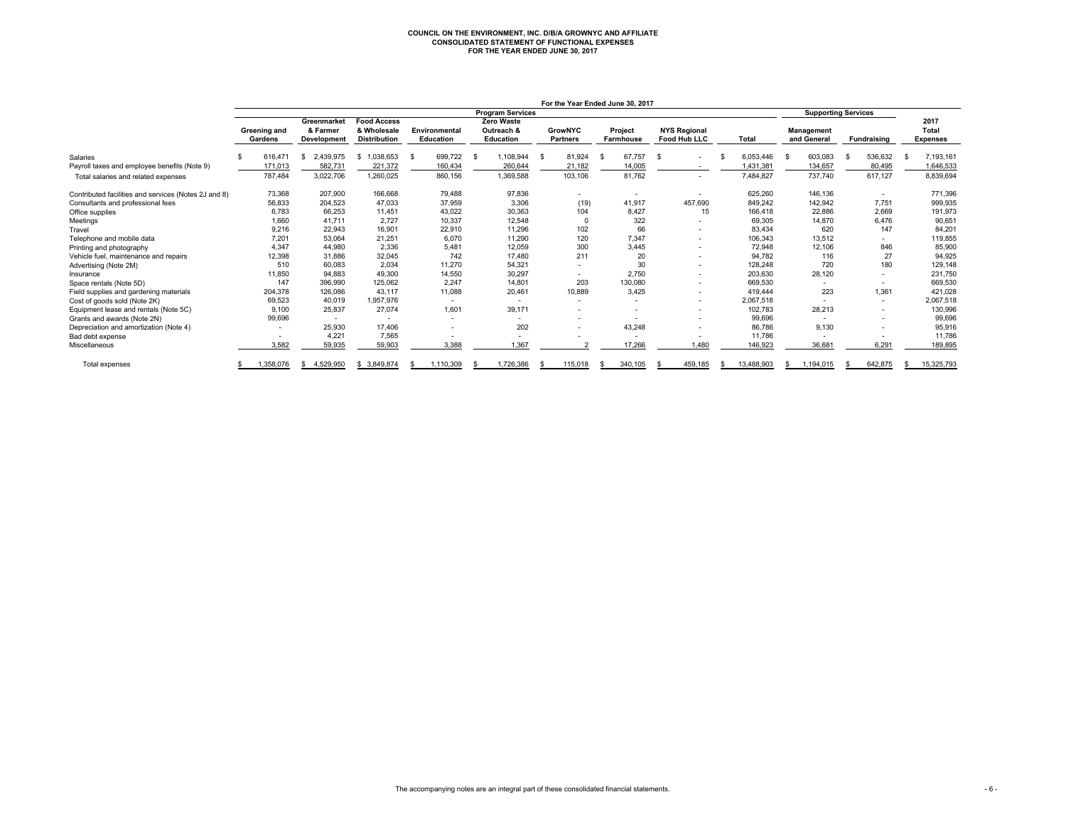# COUNCIL ON THE ENVIRONMENT, INC. D/B/A GROWNYC AND AFFILIATE
## CONSOLIDATED STATEMENT OF FUNCTIONAL EXPENSES
### FOR THE YEAR ENDED JUNE 30, 2017

| | For the Year Ended June 30, 2017 | | | | | | | | | | | |
|---|---|---|---|---|---|---|---|---|---|---|---|---|
| | Program Services | | | | | | | | | Supporting Services | | |
| | Greening and Gardens | Greenmarket & Farmer Development | Food Access & Wholesale Distribution | Environmental Education | Zero Waste Outreach & Education | GrowNYC Partners | Project Farmhouse | NYS Regional Food Hub LLC | Total | Management and General | Fundraising | 2017 Total Expenses |
| Salaries | $ 616,471 | $ 2,439,975 | $ 1,038,653 | $ 699,722 | $ 1,108,944 | $ 81,924 | $ 67,757 | $ - | $ 6,053,446 | $ 603,083 | $ 536,632 | $ 7,193,161 |
| Payroll taxes and employee benefits (Note 9) | 171,013 | 582,731 | 221,372 | 160,434 | 260,644 | 21,182 | 14,005 | - | 1,431,381 | 134,657 | 80,495 | 1,646,533 |
| Total salaries and related expenses | 787,484 | 3,022,706 | 1,260,025 | 860,156 | 1,369,588 | 103,106 | 81,762 | - | 7,484,827 | 737,740 | 617,127 | 8,839,694 |
| Contributed facilities and services (Notes 2J and 8) | 73,368 | 207,900 | 166,668 | 79,488 | 97,836 | - | - | - | 625,260 | 146,136 | - | 771,396 |
| Consultants and professional fees | 56,833 | 204,523 | 47,033 | 37,959 | 3,306 | (19) | 41,917 | 457,690 | 849,242 | 142,942 | 7,751 | 999,935 |
| Office supplies | 6,783 | 66,253 | 11,451 | 43,022 | 30,363 | 104 | 8,427 | 15 | 166,418 | 22,886 | 2,669 | 191,973 |
| Meetings | 1,660 | 41,711 | 2,727 | 10,337 | 12,548 | 0 | 322 | - | 69,305 | 14,870 | 6,476 | 90,651 |
| Travel | 9,216 | 22,943 | 16,901 | 22,910 | 11,296 | 102 | 66 | - | 83,434 | 620 | 147 | 84,201 |
| Telephone and mobile data | 7,201 | 53,064 | 21,251 | 6,070 | 11,290 | 120 | 7,347 | - | 106,343 | 13,512 | - | 119,855 |
| Printing and photography | 4,347 | 44,980 | 2,336 | 5,481 | 12,059 | 300 | 3,445 | - | 72,948 | 12,106 | 846 | 85,900 |
| Vehicle fuel, maintenance and repairs | 12,398 | 31,886 | 32,045 | 742 | 17,480 | 211 | 20 | - | 94,782 | 116 | 27 | 94,925 |
| Advertising (Note 2M) | 510 | 60,083 | 2,034 | 11,270 | 54,321 | - | 30 | - | 128,248 | 720 | 180 | 129,148 |
| Insurance | 11,850 | 94,883 | 49,300 | 14,550 | 30,297 | - | 2,750 | - | 203,630 | 28,120 | - | 231,750 |
| Space rentals (Note 5D) | 147 | 396,990 | 125,062 | 2,247 | 14,801 | 203 | 130,080 | - | 669,530 | - | - | 669,530 |
| Field supplies and gardening materials | 204,378 | 126,086 | 43,117 | 11,088 | 20,461 | 10,889 | 3,425 | - | 419,444 | 223 | 1,361 | 421,028 |
| Cost of goods sold (Note 2K) | 69,523 | 40,019 | 1,957,976 | - | - | - | - | - | 2,067,518 | - | - | 2,067,518 |
| Equipment lease and rentals (Note 5C) | 9,100 | 25,837 | 27,074 | 1,601 | 39,171 | - | - | - | 102,783 | 28,213 | - | 130,996 |
| Grants and awards (Note 2N) | 99,696 | - | - | - | - | - | - | - | 99,696 | - | - | 99,696 |
| Depreciation and amortization (Note 4) | - | 25,930 | 17,406 | - | 202 | - | 43,248 | - | 86,786 | 9,130 | - | 95,916 |
| Bad debt expense | - | 4,221 | 7,565 | - | - | - | - | - | 11,786 | - | - | 11,786 |
| Miscellaneous | 3,582 | 59,935 | 59,903 | 3,388 | 1,367 | 2 | 17,266 | 1,480 | 146,923 | 36,681 | 6,291 | 189,895 |
| Total expenses | $ 1,358,076 | $ 4,529,950 | $ 3,849,874 | $ 1,110,309 | $ 1,726,386 | $ 115,018 | $ 340,105 | $ 459,185 | $ 13,488,903 | $ 1,194,015 | $ 642,875 | $ 15,325,793 |

The accompanying notes are an integral part of these consolidated financial statements.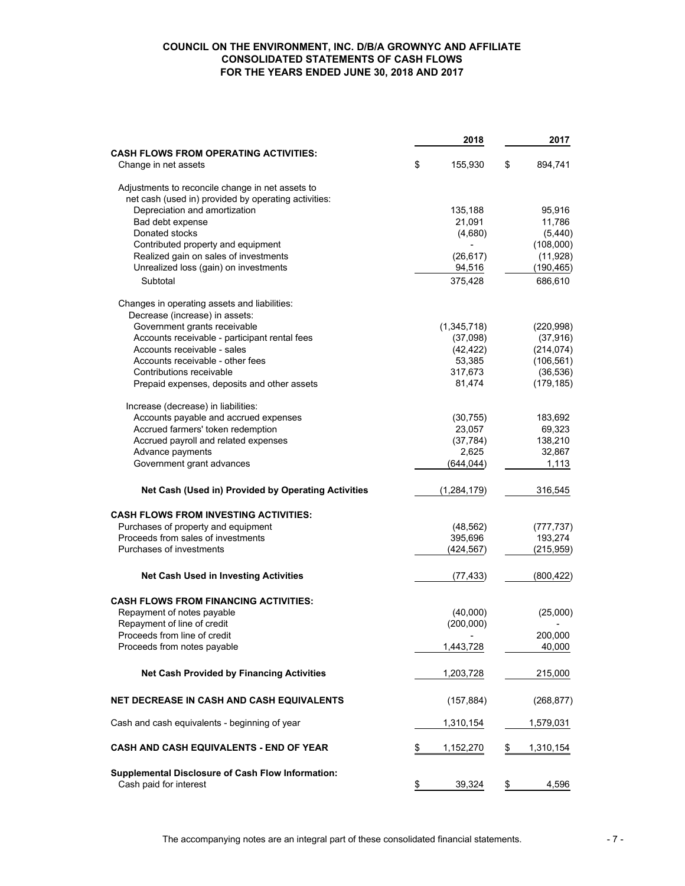**COUNCIL ON THE ENVIRONMENT, INC. D/B/A GROWNYC AND AFFILIATE**
**CONSOLIDATED STATEMENTS OF CASH FLOWS**
**FOR THE YEARS ENDED JUNE 30, 2018 AND 2017**

| | 2018 | 2017 |
|---|---|---|
| **CASH FLOWS FROM OPERATING ACTIVITIES:** | | |
| Change in net assets | $ 155,930 | $ 894,741 |
| Adjustments to reconcile change in net assets to net cash (used in) provided by operating activities: | | |
| Depreciation and amortization | 135,188 | 95,916 |
| Bad debt expense | 21,091 | 11,786 |
| Donated stocks | (4,680) | (5,440) |
| Contributed property and equipment | - | (108,000) |
| Realized gain on sales of investments | (26,617) | (11,928) |
| Unrealized loss (gain) on investments | 94,516 | (190,465) |
| Subtotal | 375,428 | 686,610 |
| Changes in operating assets and liabilities: | | |
| Decrease (increase) in assets: | | |
| Government grants receivable | (1,345,718) | (220,998) |
| Accounts receivable - participant rental fees | (37,098) | (37,916) |
| Accounts receivable - sales | (42,422) | (214,074) |
| Accounts receivable - other fees | 53,385 | (106,561) |
| Contributions receivable | 317,673 | (36,536) |
| Prepaid expenses, deposits and other assets | 81,474 | (179,185) |
| Increase (decrease) in liabilities: | | |
| Accounts payable and accrued expenses | (30,755) | 183,692 |
| Accrued farmers' token redemption | 23,057 | 69,323 |
| Accrued payroll and related expenses | (37,784) | 138,210 |
| Advance payments | 2,625 | 32,867 |
| Government grant advances | (644,044) | 1,113 |
| **Net Cash (Used in) Provided by Operating Activities** | (1,284,179) | 316,545 |
| **CASH FLOWS FROM INVESTING ACTIVITIES:** | | |
| Purchases of property and equipment | (48,562) | (777,737) |
| Proceeds from sales of investments | 395,696 | 193,274 |
| Purchases of investments | (424,567) | (215,959) |
| **Net Cash Used in Investing Activities** | (77,433) | (800,422) |
| **CASH FLOWS FROM FINANCING ACTIVITIES:** | | |
| Repayment of notes payable | (40,000) | (25,000) |
| Repayment of line of credit | (200,000) | - |
| Proceeds from line of credit | - | 200,000 |
| Proceeds from notes payable | 1,443,728 | 40,000 |
| **Net Cash Provided by Financing Activities** | 1,203,728 | 215,000 |
| **NET DECREASE IN CASH AND CASH EQUIVALENTS** | (157,884) | (268,877) |
| Cash and cash equivalents - beginning of year | 1,310,154 | 1,579,031 |
| **CASH AND CASH EQUIVALENTS - END OF YEAR** | $ 1,152,270 | $ 1,310,154 |
| **Supplemental Disclosure of Cash Flow Information:** | | |
| Cash paid for interest | $ 39,324 | $ 4,596 |

The accompanying notes are an integral part of these consolidated financial statements.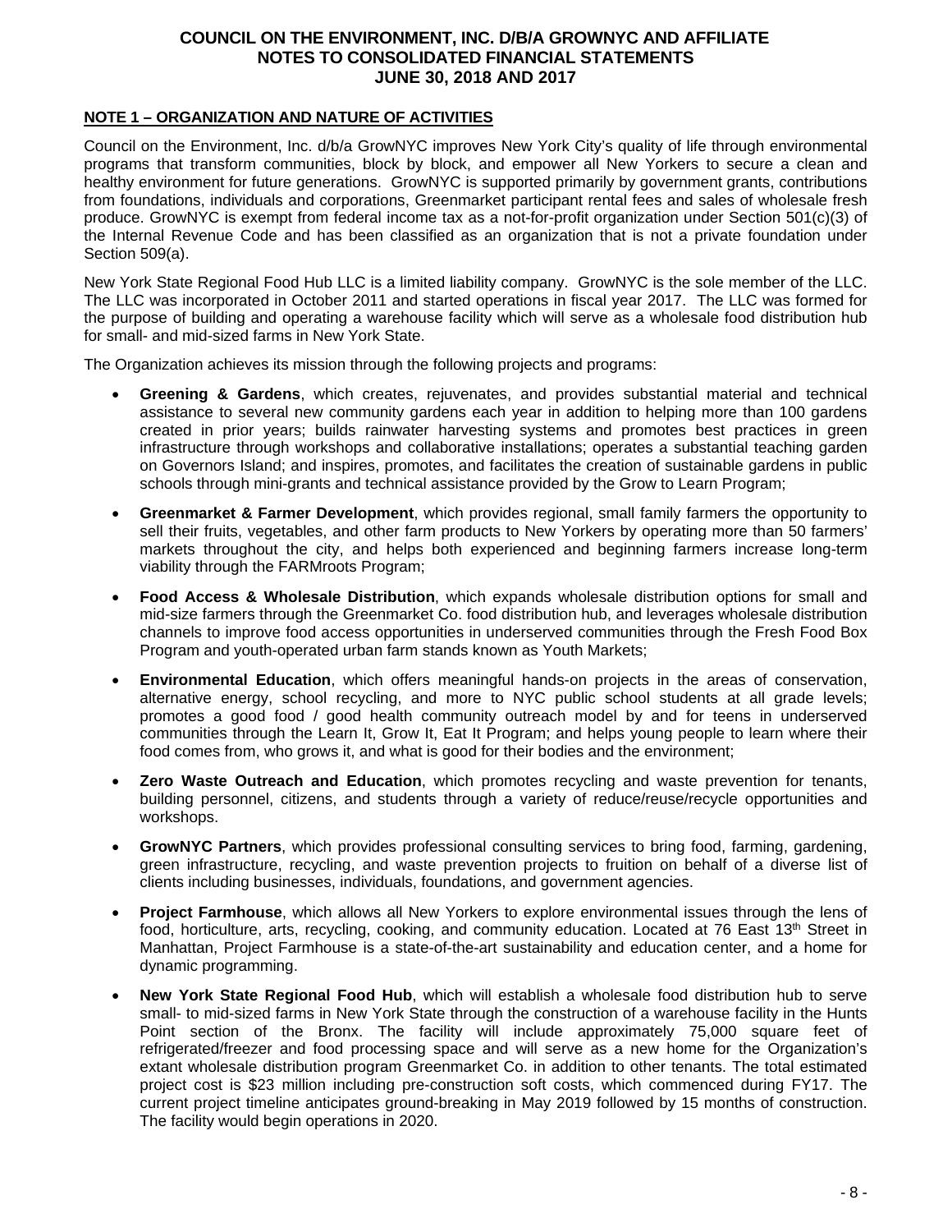# COUNCIL ON THE ENVIRONMENT, INC. D/B/A GROWNYC AND AFFILIATE
# NOTES TO CONSOLIDATED FINANCIAL STATEMENTS
# JUNE 30, 2018 AND 2017

## NOTE 1 – ORGANIZATION AND NATURE OF ACTIVITIES

Council on the Environment, Inc. d/b/a GrowNYC improves New York City's quality of life through environmental programs that transform communities, block by block, and empower all New Yorkers to secure a clean and healthy environment for future generations. GrowNYC is supported primarily by government grants, contributions from foundations, individuals and corporations, Greenmarket participant rental fees and sales of wholesale fresh produce. GrowNYC is exempt from federal income tax as a not-for-profit organization under Section 501(c)(3) of the Internal Revenue Code and has been classified as an organization that is not a private foundation under Section 509(a).

New York State Regional Food Hub LLC is a limited liability company. GrowNYC is the sole member of the LLC. The LLC was incorporated in October 2011 and started operations in fiscal year 2017. The LLC was formed for the purpose of building and operating a warehouse facility which will serve as a wholesale food distribution hub for small- and mid-sized farms in New York State.

The Organization achieves its mission through the following projects and programs:

- **Greening & Gardens**, which creates, rejuvenates, and provides substantial material and technical assistance to several new community gardens each year in addition to helping more than 100 gardens created in prior years; builds rainwater harvesting systems and promotes best practices in green infrastructure through workshops and collaborative installations; operates a substantial teaching garden on Governors Island; and inspires, promotes, and facilitates the creation of sustainable gardens in public schools through mini-grants and technical assistance provided by the Grow to Learn Program;
- **Greenmarket & Farmer Development**, which provides regional, small family farmers the opportunity to sell their fruits, vegetables, and other farm products to New Yorkers by operating more than 50 farmers' markets throughout the city, and helps both experienced and beginning farmers increase long-term viability through the FARMroots Program;
- **Food Access & Wholesale Distribution**, which expands wholesale distribution options for small and mid-size farmers through the Greenmarket Co. food distribution hub, and leverages wholesale distribution channels to improve food access opportunities in underserved communities through the Fresh Food Box Program and youth-operated urban farm stands known as Youth Markets;
- **Environmental Education**, which offers meaningful hands-on projects in the areas of conservation, alternative energy, school recycling, and more to NYC public school students at all grade levels; promotes a good food / good health community outreach model by and for teens in underserved communities through the Learn It, Grow It, Eat It Program; and helps young people to learn where their food comes from, who grows it, and what is good for their bodies and the environment;
- **Zero Waste Outreach and Education**, which promotes recycling and waste prevention for tenants, building personnel, citizens, and students through a variety of reduce/reuse/recycle opportunities and workshops.
- **GrowNYC Partners**, which provides professional consulting services to bring food, farming, gardening, green infrastructure, recycling, and waste prevention projects to fruition on behalf of a diverse list of clients including businesses, individuals, foundations, and government agencies.
- **Project Farmhouse**, which allows all New Yorkers to explore environmental issues through the lens of food, horticulture, arts, recycling, cooking, and community education. Located at 76 East 13th Street in Manhattan, Project Farmhouse is a state-of-the-art sustainability and education center, and a home for dynamic programming.
- **New York State Regional Food Hub**, which will establish a wholesale food distribution hub to serve small- to mid-sized farms in New York State through the construction of a warehouse facility in the Hunts Point section of the Bronx. The facility will include approximately 75,000 square feet of refrigerated/freezer and food processing space and will serve as a new home for the Organization's extant wholesale distribution program Greenmarket Co. in addition to other tenants. The total estimated project cost is $23 million including pre-construction soft costs, which commenced during FY17. The current project timeline anticipates ground-breaking in May 2019 followed by 15 months of construction. The facility would begin operations in 2020.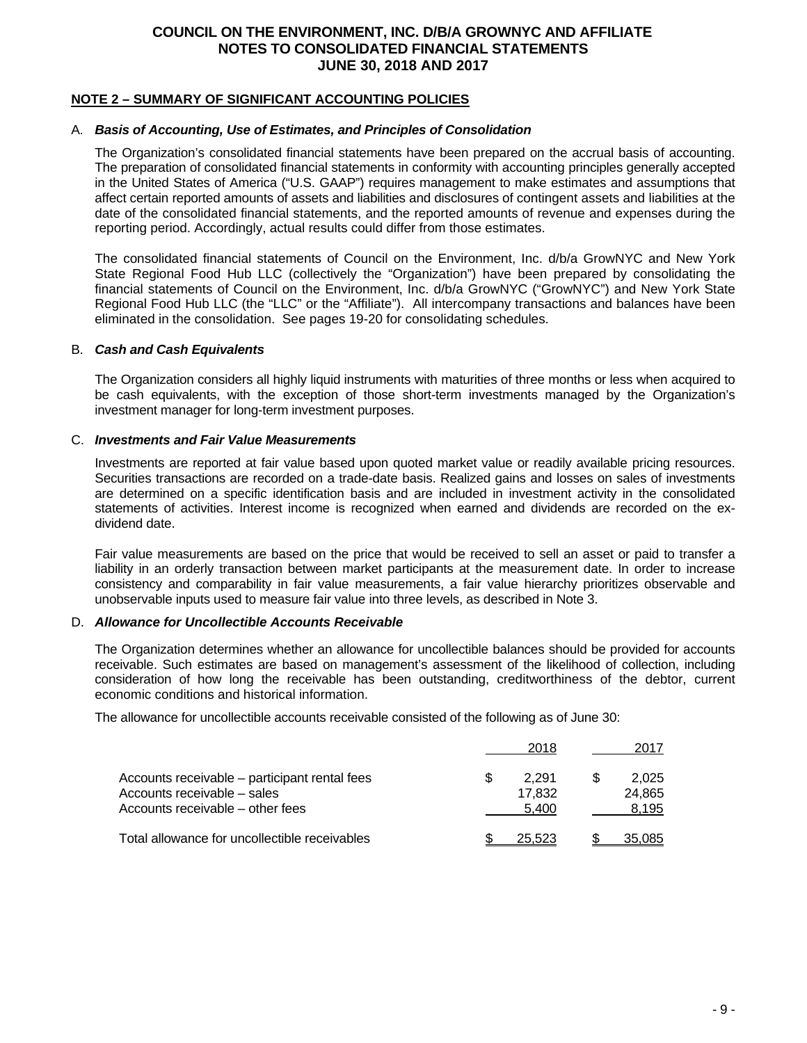# COUNCIL ON THE ENVIRONMENT, INC. D/B/A GROWNYC AND AFFILIATE
## NOTES TO CONSOLIDATED FINANCIAL STATEMENTS
## JUNE 30, 2018 AND 2017

**NOTE 2 – SUMMARY OF SIGNIFICANT ACCOUNTING POLICIES**

A. ***Basis of Accounting, Use of Estimates, and Principles of Consolidation***

The Organization's consolidated financial statements have been prepared on the accrual basis of accounting. The preparation of consolidated financial statements in conformity with accounting principles generally accepted in the United States of America ("U.S. GAAP") requires management to make estimates and assumptions that affect certain reported amounts of assets and liabilities and disclosures of contingent assets and liabilities at the date of the consolidated financial statements, and the reported amounts of revenue and expenses during the reporting period. Accordingly, actual results could differ from those estimates.

The consolidated financial statements of Council on the Environment, Inc. d/b/a GrowNYC and New York State Regional Food Hub LLC (collectively the "Organization") have been prepared by consolidating the financial statements of Council on the Environment, Inc. d/b/a GrowNYC ("GrowNYC") and New York State Regional Food Hub LLC (the "LLC" or the "Affiliate"). All intercompany transactions and balances have been eliminated in the consolidation. See pages 19-20 for consolidating schedules.

B. ***Cash and Cash Equivalents***

The Organization considers all highly liquid instruments with maturities of three months or less when acquired to be cash equivalents, with the exception of those short-term investments managed by the Organization's investment manager for long-term investment purposes.

C. ***Investments and Fair Value Measurements***

Investments are reported at fair value based upon quoted market value or readily available pricing resources. Securities transactions are recorded on a trade-date basis. Realized gains and losses on sales of investments are determined on a specific identification basis and are included in investment activity in the consolidated statements of activities. Interest income is recognized when earned and dividends are recorded on the ex-dividend date.

Fair value measurements are based on the price that would be received to sell an asset or paid to transfer a liability in an orderly transaction between market participants at the measurement date. In order to increase consistency and comparability in fair value measurements, a fair value hierarchy prioritizes observable and unobservable inputs used to measure fair value into three levels, as described in Note 3.

D. ***Allowance for Uncollectible Accounts Receivable***

The Organization determines whether an allowance for uncollectible balances should be provided for accounts receivable. Such estimates are based on management's assessment of the likelihood of collection, including consideration of how long the receivable has been outstanding, creditworthiness of the debtor, current economic conditions and historical information.

The allowance for uncollectible accounts receivable consisted of the following as of June 30:

| | 2018 | 2017 |
|---|---|---|
| Accounts receivable – participant rental fees | $ 2,291 | $ 2,025 |
| Accounts receivable – sales | 17,832 | 24,865 |
| Accounts receivable – other fees | 5,400 | 8,195 |
| Total allowance for uncollectible receivables | $ 25,523 | $ 35,085 |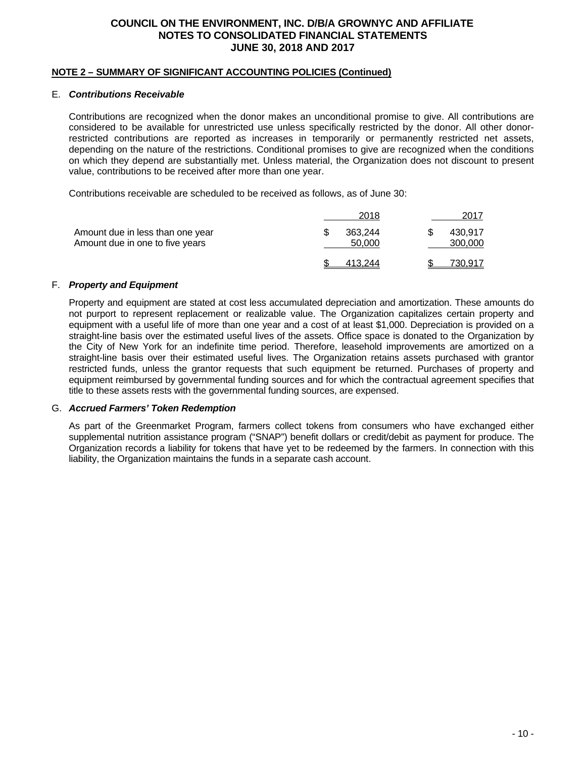**NOTE 2 – SUMMARY OF SIGNIFICANT ACCOUNTING POLICIES (Continued)**

E. ***Contributions Receivable***

Contributions are recognized when the donor makes an unconditional promise to give. All contributions are considered to be available for unrestricted use unless specifically restricted by the donor. All other donor-restricted contributions are reported as increases in temporarily or permanently restricted net assets, depending on the nature of the restrictions. Conditional promises to give are recognized when the conditions on which they depend are substantially met. Unless material, the Organization does not discount to present value, contributions to be received after more than one year.

Contributions receivable are scheduled to be received as follows, as of June 30:

| | 2018 | 2017 |
|---|---|---|
| Amount due in less than one year | $ 363,244 | $ 430,917 |
| Amount due in one to five years | 50,000 | 300,000 |
| | $ 413,244 | $ 730,917 |

F. ***Property and Equipment***

Property and equipment are stated at cost less accumulated depreciation and amortization. These amounts do not purport to represent replacement or realizable value. The Organization capitalizes certain property and equipment with a useful life of more than one year and a cost of at least $1,000. Depreciation is provided on a straight-line basis over the estimated useful lives of the assets. Office space is donated to the Organization by the City of New York for an indefinite time period. Therefore, leasehold improvements are amortized on a straight-line basis over their estimated useful lives. The Organization retains assets purchased with grantor restricted funds, unless the grantor requests that such equipment be returned. Purchases of property and equipment reimbursed by governmental funding sources and for which the contractual agreement specifies that title to these assets rests with the governmental funding sources, are expensed.

G. ***Accrued Farmers' Token Redemption***

As part of the Greenmarket Program, farmers collect tokens from consumers who have exchanged either supplemental nutrition assistance program ("SNAP") benefit dollars or credit/debit as payment for produce. The Organization records a liability for tokens that have yet to be redeemed by the farmers. In connection with this liability, the Organization maintains the funds in a separate cash account.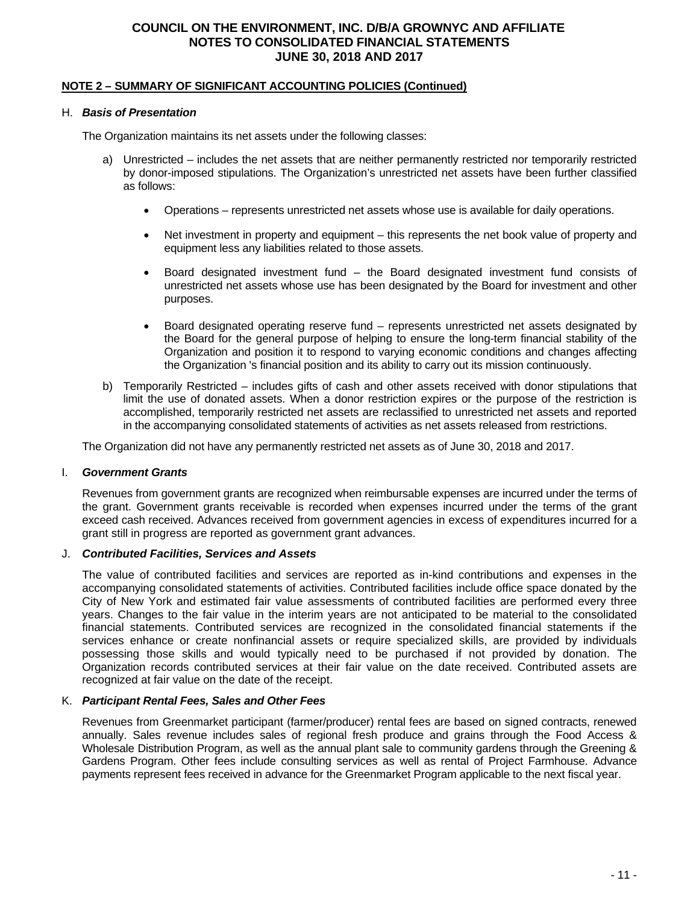## NOTE 2 – SUMMARY OF SIGNIFICANT ACCOUNTING POLICIES (Continued)

H. ***Basis of Presentation***

The Organization maintains its net assets under the following classes:

a) Unrestricted – includes the net assets that are neither permanently restricted nor temporarily restricted by donor-imposed stipulations. The Organization's unrestricted net assets have been further classified as follows:

- Operations – represents unrestricted net assets whose use is available for daily operations.

- Net investment in property and equipment – this represents the net book value of property and equipment less any liabilities related to those assets.

- Board designated investment fund – the Board designated investment fund consists of unrestricted net assets whose use has been designated by the Board for investment and other purposes.

- Board designated operating reserve fund – represents unrestricted net assets designated by the Board for the general purpose of helping to ensure the long-term financial stability of the Organization and position it to respond to varying economic conditions and changes affecting the Organization 's financial position and its ability to carry out its mission continuously.

b) Temporarily Restricted – includes gifts of cash and other assets received with donor stipulations that limit the use of donated assets. When a donor restriction expires or the purpose of the restriction is accomplished, temporarily restricted net assets are reclassified to unrestricted net assets and reported in the accompanying consolidated statements of activities as net assets released from restrictions.

The Organization did not have any permanently restricted net assets as of June 30, 2018 and 2017.

I. ***Government Grants***

Revenues from government grants are recognized when reimbursable expenses are incurred under the terms of the grant. Government grants receivable is recorded when expenses incurred under the terms of the grant exceed cash received. Advances received from government agencies in excess of expenditures incurred for a grant still in progress are reported as government grant advances.

J. ***Contributed Facilities, Services and Assets***

The value of contributed facilities and services are reported as in-kind contributions and expenses in the accompanying consolidated statements of activities. Contributed facilities include office space donated by the City of New York and estimated fair value assessments of contributed facilities are performed every three years. Changes to the fair value in the interim years are not anticipated to be material to the consolidated financial statements. Contributed services are recognized in the consolidated financial statements if the services enhance or create nonfinancial assets or require specialized skills, are provided by individuals possessing those skills and would typically need to be purchased if not provided by donation. The Organization records contributed services at their fair value on the date received. Contributed assets are recognized at fair value on the date of the receipt.

K. ***Participant Rental Fees, Sales and Other Fees***

Revenues from Greenmarket participant (farmer/producer) rental fees are based on signed contracts, renewed annually. Sales revenue includes sales of regional fresh produce and grains through the Food Access & Wholesale Distribution Program, as well as the annual plant sale to community gardens through the Greening & Gardens Program. Other fees include consulting services as well as rental of Project Farmhouse. Advance payments represent fees received in advance for the Greenmarket Program applicable to the next fiscal year.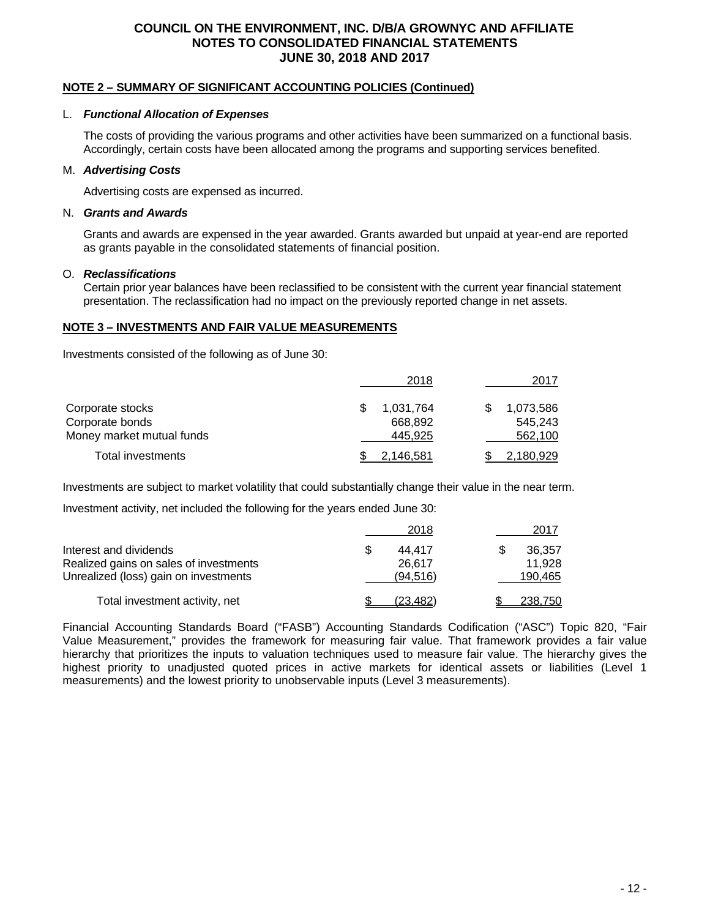**COUNCIL ON THE ENVIRONMENT, INC. D/B/A GROWNYC AND AFFILIATE**
**NOTES TO CONSOLIDATED FINANCIAL STATEMENTS**
**JUNE 30, 2018 AND 2017**

**NOTE 2 – SUMMARY OF SIGNIFICANT ACCOUNTING POLICIES (Continued)**

L. ***Functional Allocation of Expenses***

The costs of providing the various programs and other activities have been summarized on a functional basis. Accordingly, certain costs have been allocated among the programs and supporting services benefited.

M. ***Advertising Costs***

Advertising costs are expensed as incurred.

N. ***Grants and Awards***

Grants and awards are expensed in the year awarded. Grants awarded but unpaid at year-end are reported as grants payable in the consolidated statements of financial position.

O. ***Reclassifications***

Certain prior year balances have been reclassified to be consistent with the current year financial statement presentation. The reclassification had no impact on the previously reported change in net assets.

**NOTE 3 – INVESTMENTS AND FAIR VALUE MEASUREMENTS**

Investments consisted of the following as of June 30:

| | 2018 | 2017 |
|---|---|---|
| Corporate stocks | $ 1,031,764 | $ 1,073,586 |
| Corporate bonds | 668,892 | 545,243 |
| Money market mutual funds | 445,925 | 562,100 |
| Total investments | $ 2,146,581 | $ 2,180,929 |

Investments are subject to market volatility that could substantially change their value in the near term.

Investment activity, net included the following for the years ended June 30:

| | 2018 | 2017 |
|---|---|---|
| Interest and dividends | $ 44,417 | $ 36,357 |
| Realized gains on sales of investments | 26,617 | 11,928 |
| Unrealized (loss) gain on investments | (94,516) | 190,465 |
| Total investment activity, net | $ (23,482) | $ 238,750 |

Financial Accounting Standards Board ("FASB") Accounting Standards Codification ("ASC") Topic 820, "Fair Value Measurement," provides the framework for measuring fair value. That framework provides a fair value hierarchy that prioritizes the inputs to valuation techniques used to measure fair value. The hierarchy gives the highest priority to unadjusted quoted prices in active markets for identical assets or liabilities (Level 1 measurements) and the lowest priority to unobservable inputs (Level 3 measurements).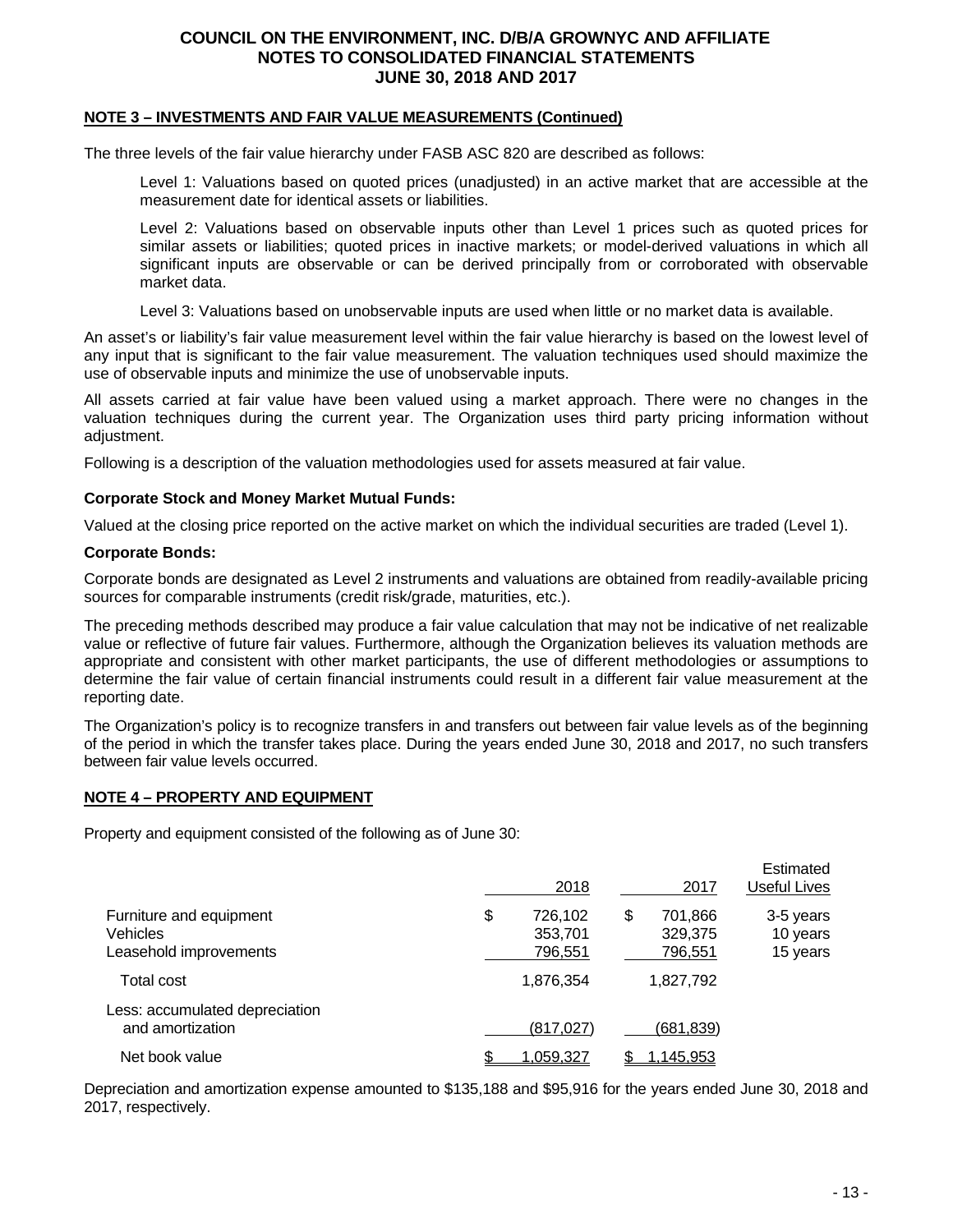#### NOTE 3 – INVESTMENTS AND FAIR VALUE MEASUREMENTS (Continued)

The three levels of the fair value hierarchy under FASB ASC 820 are described as follows:

> Level 1: Valuations based on quoted prices (unadjusted) in an active market that are accessible at the measurement date for identical assets or liabilities.
>
> Level 2: Valuations based on observable inputs other than Level 1 prices such as quoted prices for similar assets or liabilities; quoted prices in inactive markets; or model-derived valuations in which all significant inputs are observable or can be derived principally from or corroborated with observable market data.
>
> Level 3: Valuations based on unobservable inputs are used when little or no market data is available.

An asset's or liability's fair value measurement level within the fair value hierarchy is based on the lowest level of any input that is significant to the fair value measurement. The valuation techniques used should maximize the use of observable inputs and minimize the use of unobservable inputs.

All assets carried at fair value have been valued using a market approach. There were no changes in the valuation techniques during the current year. The Organization uses third party pricing information without adjustment.

Following is a description of the valuation methodologies used for assets measured at fair value.

**Corporate Stock and Money Market Mutual Funds:**

Valued at the closing price reported on the active market on which the individual securities are traded (Level 1).

**Corporate Bonds:**

Corporate bonds are designated as Level 2 instruments and valuations are obtained from readily-available pricing sources for comparable instruments (credit risk/grade, maturities, etc.).

The preceding methods described may produce a fair value calculation that may not be indicative of net realizable value or reflective of future fair values. Furthermore, although the Organization believes its valuation methods are appropriate and consistent with other market participants, the use of different methodologies or assumptions to determine the fair value of certain financial instruments could result in a different fair value measurement at the reporting date.

The Organization's policy is to recognize transfers in and transfers out between fair value levels as of the beginning of the period in which the transfer takes place. During the years ended June 30, 2018 and 2017, no such transfers between fair value levels occurred.

#### NOTE 4 – PROPERTY AND EQUIPMENT

Property and equipment consisted of the following as of June 30:

| | 2018 | 2017 | Estimated Useful Lives |
|---|---|---|---|
| Furniture and equipment | $ 726,102 | $ 701,866 | 3-5 years |
| Vehicles | 353,701 | 329,375 | 10 years |
| Leasehold improvements | 796,551 | 796,551 | 15 years |
| Total cost | 1,876,354 | 1,827,792 | |
| Less: accumulated depreciation and amortization | (817,027) | (681,839) | |
| Net book value | $ 1,059,327 | $ 1,145,953 | |

Depreciation and amortization expense amounted to $135,188 and $95,916 for the years ended June 30, 2018 and 2017, respectively.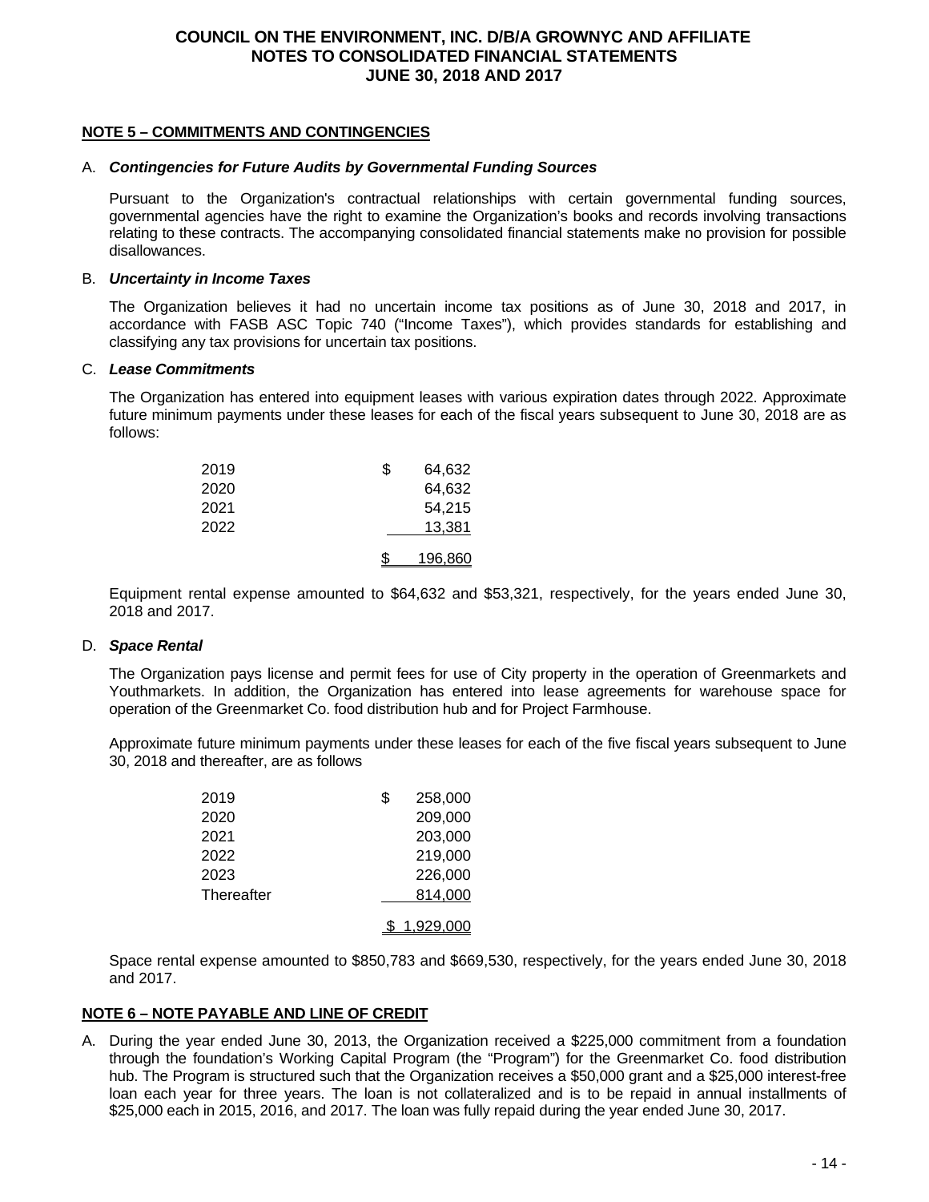**COUNCIL ON THE ENVIRONMENT, INC. D/B/A GROWNYC AND AFFILIATE**
**NOTES TO CONSOLIDATED FINANCIAL STATEMENTS**
**JUNE 30, 2018 AND 2017**

## NOTE 5 – COMMITMENTS AND CONTINGENCIES

A. ***Contingencies for Future Audits by Governmental Funding Sources***

Pursuant to the Organization's contractual relationships with certain governmental funding sources, governmental agencies have the right to examine the Organization's books and records involving transactions relating to these contracts. The accompanying consolidated financial statements make no provision for possible disallowances.

B. ***Uncertainty in Income Taxes***

The Organization believes it had no uncertain income tax positions as of June 30, 2018 and 2017, in accordance with FASB ASC Topic 740 ("Income Taxes"), which provides standards for establishing and classifying any tax provisions for uncertain tax positions.

C. ***Lease Commitments***

The Organization has entered into equipment leases with various expiration dates through 2022. Approximate future minimum payments under these leases for each of the fiscal years subsequent to June 30, 2018 are as follows:

| | |
|---|---|
| 2019 | $ 64,632 |
| 2020 | 64,632 |
| 2021 | 54,215 |
| 2022 | 13,381 |
| | $ 196,860 |

Equipment rental expense amounted to $64,632 and $53,321, respectively, for the years ended June 30, 2018 and 2017.

D. ***Space Rental***

The Organization pays license and permit fees for use of City property in the operation of Greenmarkets and Youthmarkets. In addition, the Organization has entered into lease agreements for warehouse space for operation of the Greenmarket Co. food distribution hub and for Project Farmhouse.

Approximate future minimum payments under these leases for each of the five fiscal years subsequent to June 30, 2018 and thereafter, are as follows

| | |
|---|---|
| 2019 | $ 258,000 |
| 2020 | 209,000 |
| 2021 | 203,000 |
| 2022 | 219,000 |
| 2023 | 226,000 |
| Thereafter | 814,000 |
| | $ 1,929,000 |

Space rental expense amounted to $850,783 and $669,530, respectively, for the years ended June 30, 2018 and 2017.

## NOTE 6 – NOTE PAYABLE AND LINE OF CREDIT

A. During the year ended June 30, 2013, the Organization received a $225,000 commitment from a foundation through the foundation's Working Capital Program (the "Program") for the Greenmarket Co. food distribution hub. The Program is structured such that the Organization receives a $50,000 grant and a $25,000 interest-free loan each year for three years. The loan is not collateralized and is to be repaid in annual installments of $25,000 each in 2015, 2016, and 2017. The loan was fully repaid during the year ended June 30, 2017.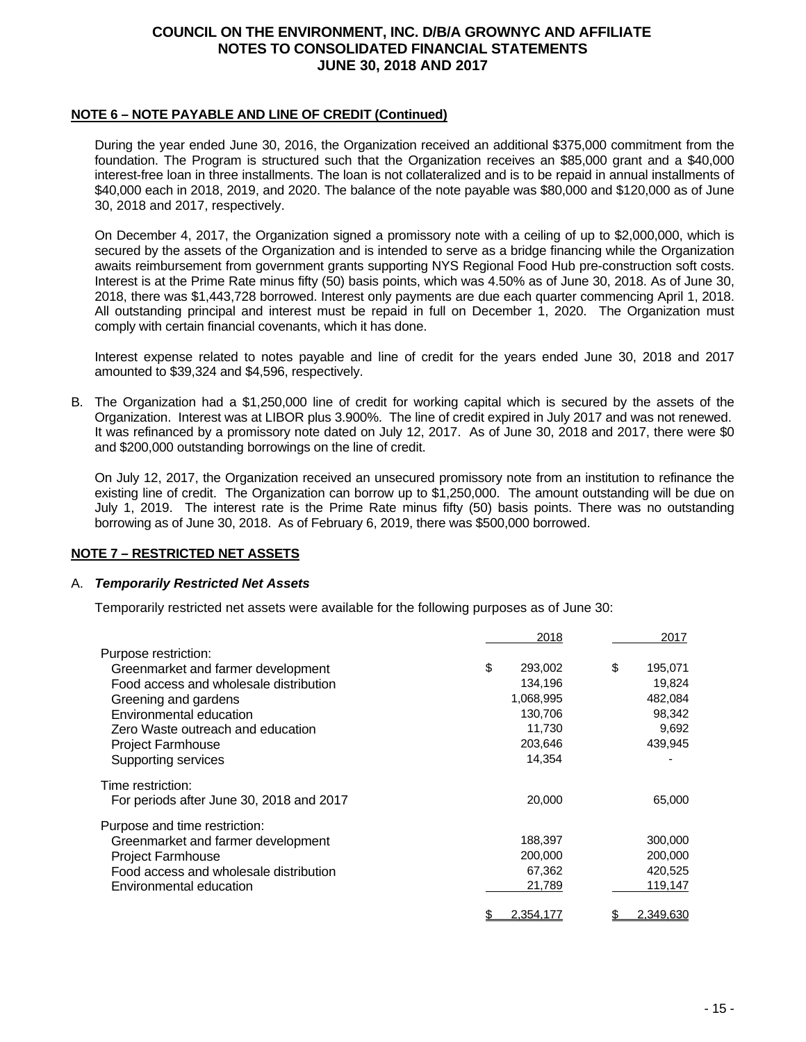## NOTE 6 – NOTE PAYABLE AND LINE OF CREDIT (Continued)

During the year ended June 30, 2016, the Organization received an additional $375,000 commitment from the foundation. The Program is structured such that the Organization receives an $85,000 grant and a $40,000 interest-free loan in three installments. The loan is not collateralized and is to be repaid in annual installments of $40,000 each in 2018, 2019, and 2020. The balance of the note payable was $80,000 and $120,000 as of June 30, 2018 and 2017, respectively.

On December 4, 2017, the Organization signed a promissory note with a ceiling of up to $2,000,000, which is secured by the assets of the Organization and is intended to serve as a bridge financing while the Organization awaits reimbursement from government grants supporting NYS Regional Food Hub pre-construction soft costs. Interest is at the Prime Rate minus fifty (50) basis points, which was 4.50% as of June 30, 2018. As of June 30, 2018, there was $1,443,728 borrowed. Interest only payments are due each quarter commencing April 1, 2018. All outstanding principal and interest must be repaid in full on December 1, 2020. The Organization must comply with certain financial covenants, which it has done.

Interest expense related to notes payable and line of credit for the years ended June 30, 2018 and 2017 amounted to $39,324 and $4,596, respectively.

B. The Organization had a $1,250,000 line of credit for working capital which is secured by the assets of the Organization. Interest was at LIBOR plus 3.900%. The line of credit expired in July 2017 and was not renewed. It was refinanced by a promissory note dated on July 12, 2017. As of June 30, 2018 and 2017, there were $0 and $200,000 outstanding borrowings on the line of credit.

   On July 12, 2017, the Organization received an unsecured promissory note from an institution to refinance the existing line of credit. The Organization can borrow up to $1,250,000. The amount outstanding will be due on July 1, 2019. The interest rate is the Prime Rate minus fifty (50) basis points. There was no outstanding borrowing as of June 30, 2018. As of February 6, 2019, there was $500,000 borrowed.

## NOTE 7 – RESTRICTED NET ASSETS

A. ***Temporarily Restricted Net Assets***

   Temporarily restricted net assets were available for the following purposes as of June 30:

| | 2018 | 2017 |
|---|---|---|
| Purpose restriction: | | |
| Greenmarket and farmer development | $ 293,002 | $ 195,071 |
| Food access and wholesale distribution | 134,196 | 19,824 |
| Greening and gardens | 1,068,995 | 482,084 |
| Environmental education | 130,706 | 98,342 |
| Zero Waste outreach and education | 11,730 | 9,692 |
| Project Farmhouse | 203,646 | 439,945 |
| Supporting services | 14,354 | - |
| Time restriction: | | |
| For periods after June 30, 2018 and 2017 | 20,000 | 65,000 |
| Purpose and time restriction: | | |
| Greenmarket and farmer development | 188,397 | 300,000 |
| Project Farmhouse | 200,000 | 200,000 |
| Food access and wholesale distribution | 67,362 | 420,525 |
| Environmental education | 21,789 | 119,147 |
| | $ 2,354,177 | $ 2,349,630 |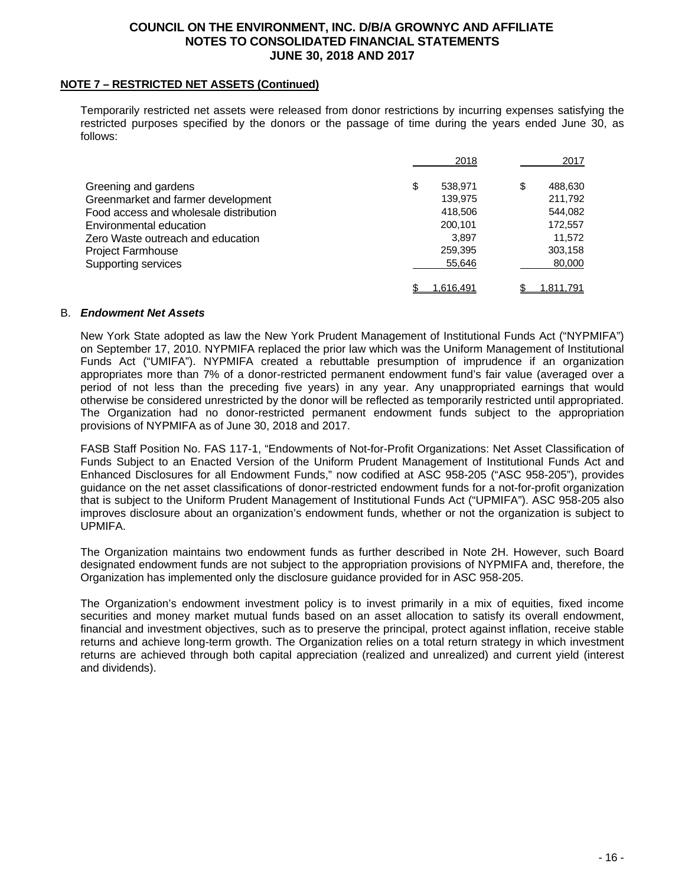**NOTE 7 – RESTRICTED NET ASSETS (Continued)**

Temporarily restricted net assets were released from donor restrictions by incurring expenses satisfying the restricted purposes specified by the donors or the passage of time during the years ended June 30, as follows:

| | 2018 | 2017 |
|---|---|---|
| Greening and gardens | $ 538,971 | $ 488,630 |
| Greenmarket and farmer development | 139,975 | 211,792 |
| Food access and wholesale distribution | 418,506 | 544,082 |
| Environmental education | 200,101 | 172,557 |
| Zero Waste outreach and education | 3,897 | 11,572 |
| Project Farmhouse | 259,395 | 303,158 |
| Supporting services | 55,646 | 80,000 |
| | $ 1,616,491 | $ 1,811,791 |

B. ***Endowment Net Assets***

New York State adopted as law the New York Prudent Management of Institutional Funds Act ("NYPMIFA") on September 17, 2010. NYPMIFA replaced the prior law which was the Uniform Management of Institutional Funds Act ("UMIFA"). NYPMIFA created a rebuttable presumption of imprudence if an organization appropriates more than 7% of a donor-restricted permanent endowment fund's fair value (averaged over a period of not less than the preceding five years) in any year. Any unappropriated earnings that would otherwise be considered unrestricted by the donor will be reflected as temporarily restricted until appropriated. The Organization had no donor-restricted permanent endowment funds subject to the appropriation provisions of NYPMIFA as of June 30, 2018 and 2017.

FASB Staff Position No. FAS 117-1, "Endowments of Not-for-Profit Organizations: Net Asset Classification of Funds Subject to an Enacted Version of the Uniform Prudent Management of Institutional Funds Act and Enhanced Disclosures for all Endowment Funds," now codified at ASC 958-205 ("ASC 958-205"), provides guidance on the net asset classifications of donor-restricted endowment funds for a not-for-profit organization that is subject to the Uniform Prudent Management of Institutional Funds Act ("UPMIFA"). ASC 958-205 also improves disclosure about an organization's endowment funds, whether or not the organization is subject to UPMIFA.

The Organization maintains two endowment funds as further described in Note 2H. However, such Board designated endowment funds are not subject to the appropriation provisions of NYPMIFA and, therefore, the Organization has implemented only the disclosure guidance provided for in ASC 958-205.

The Organization's endowment investment policy is to invest primarily in a mix of equities, fixed income securities and money market mutual funds based on an asset allocation to satisfy its overall endowment, financial and investment objectives, such as to preserve the principal, protect against inflation, receive stable returns and achieve long-term growth. The Organization relies on a total return strategy in which investment returns are achieved through both capital appreciation (realized and unrealized) and current yield (interest and dividends).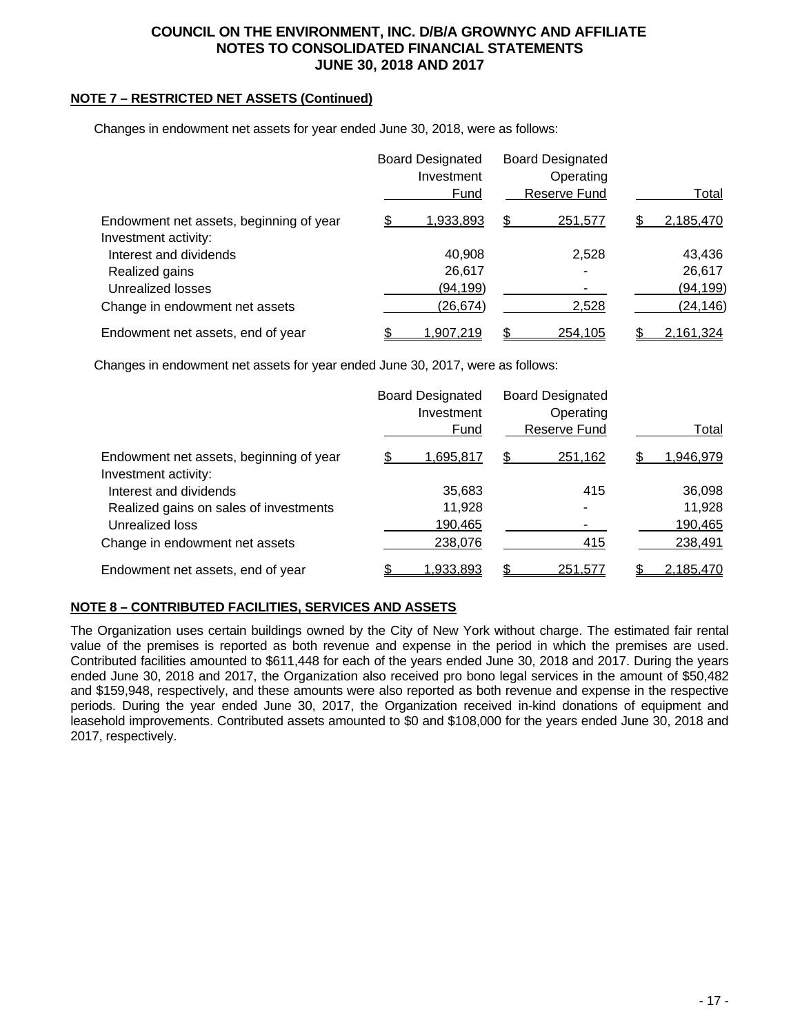## NOTE 7 – RESTRICTED NET ASSETS (Continued)

Changes in endowment net assets for year ended June 30, 2018, were as follows:

| | Board Designated Investment Fund | Board Designated Operating Reserve Fund | Total |
|---|---|---|---|
| Endowment net assets, beginning of year | $ 1,933,893 | $ 251,577 | $ 2,185,470 |
| Investment activity: | | | |
| Interest and dividends | 40,908 | 2,528 | 43,436 |
| Realized gains | 26,617 | - | 26,617 |
| Unrealized losses | (94,199) | - | (94,199) |
| Change in endowment net assets | (26,674) | 2,528 | (24,146) |
| Endowment net assets, end of year | $ 1,907,219 | $ 254,105 | $ 2,161,324 |

Changes in endowment net assets for year ended June 30, 2017, were as follows:

| | Board Designated Investment Fund | Board Designated Operating Reserve Fund | Total |
|---|---|---|---|
| Endowment net assets, beginning of year | $ 1,695,817 | $ 251,162 | $ 1,946,979 |
| Investment activity: | | | |
| Interest and dividends | 35,683 | 415 | 36,098 |
| Realized gains on sales of investments | 11,928 | - | 11,928 |
| Unrealized loss | 190,465 | - | 190,465 |
| Change in endowment net assets | 238,076 | 415 | 238,491 |
| Endowment net assets, end of year | $ 1,933,893 | $ 251,577 | $ 2,185,470 |

## NOTE 8 – CONTRIBUTED FACILITIES, SERVICES AND ASSETS

The Organization uses certain buildings owned by the City of New York without charge. The estimated fair rental value of the premises is reported as both revenue and expense in the period in which the premises are used. Contributed facilities amounted to $611,448 for each of the years ended June 30, 2018 and 2017. During the years ended June 30, 2018 and 2017, the Organization also received pro bono legal services in the amount of $50,482 and $159,948, respectively, and these amounts were also reported as both revenue and expense in the respective periods. During the year ended June 30, 2017, the Organization received in-kind donations of equipment and leasehold improvements. Contributed assets amounted to $0 and $108,000 for the years ended June 30, 2018 and 2017, respectively.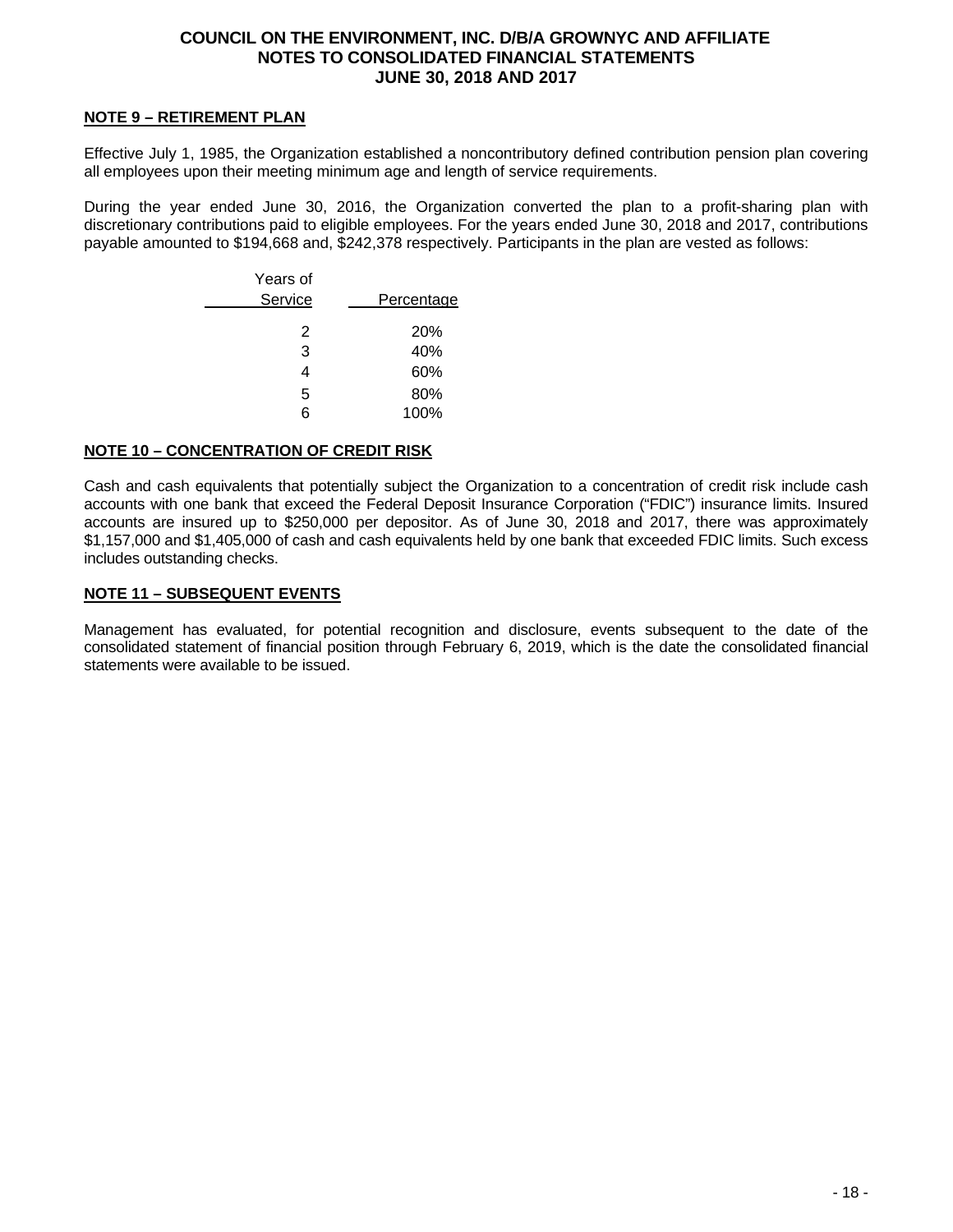# COUNCIL ON THE ENVIRONMENT, INC. D/B/A GROWNYC AND AFFILIATE
## NOTES TO CONSOLIDATED FINANCIAL STATEMENTS
## JUNE 30, 2018 AND 2017

**NOTE 9 – RETIREMENT PLAN**

Effective July 1, 1985, the Organization established a noncontributory defined contribution pension plan covering all employees upon their meeting minimum age and length of service requirements.

During the year ended June 30, 2016, the Organization converted the plan to a profit-sharing plan with discretionary contributions paid to eligible employees. For the years ended June 30, 2018 and 2017, contributions payable amounted to $194,668 and, $242,378 respectively. Participants in the plan are vested as follows:

| Years of Service | Percentage |
|---|---|
| 2 | 20% |
| 3 | 40% |
| 4 | 60% |
| 5 | 80% |
| 6 | 100% |

**NOTE 10 – CONCENTRATION OF CREDIT RISK**

Cash and cash equivalents that potentially subject the Organization to a concentration of credit risk include cash accounts with one bank that exceed the Federal Deposit Insurance Corporation ("FDIC") insurance limits. Insured accounts are insured up to $250,000 per depositor. As of June 30, 2018 and 2017, there was approximately $1,157,000 and $1,405,000 of cash and cash equivalents held by one bank that exceeded FDIC limits. Such excess includes outstanding checks.

**NOTE 11 – SUBSEQUENT EVENTS**

Management has evaluated, for potential recognition and disclosure, events subsequent to the date of the consolidated statement of financial position through February 6, 2019, which is the date the consolidated financial statements were available to be issued.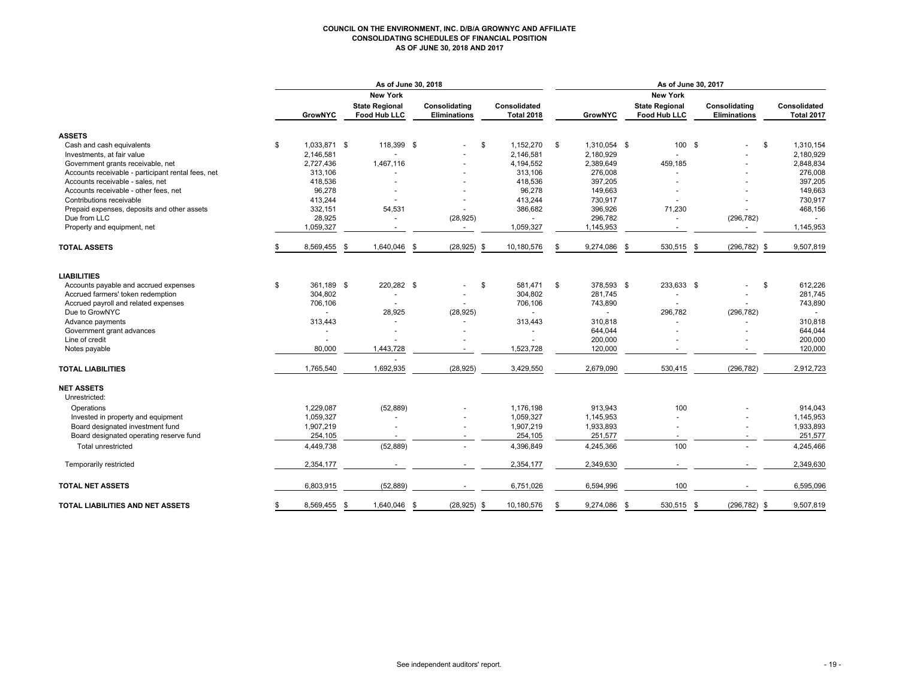**COUNCIL ON THE ENVIRONMENT, INC. D/B/A GROWNYC AND AFFILIATE**
**CONSOLIDATING SCHEDULES OF FINANCIAL POSITION**
**AS OF JUNE 30, 2018 AND 2017**

| | As of June 30, 2018 | | | | As of June 30, 2017 | | | |
|---|---|---|---|---|---|---|---|---|
| | GrowNYC | New York State Regional Food Hub LLC | Consolidating Eliminations | Consolidated Total 2018 | GrowNYC | New York State Regional Food Hub LLC | Consolidating Eliminations | Consolidated Total 2017 |
| **ASSETS** | | | | | | | | |
| Cash and cash equivalents | $ 1,033,871 | $ 118,399 | $ - | $ 1,152,270 | $ 1,310,054 | $ 100 | $ - | $ 1,310,154 |
| Investments, at fair value | 2,146,581 | - | - | 2,146,581 | 2,180,929 | - | - | 2,180,929 |
| Government grants receivable, net | 2,727,436 | 1,467,116 | - | 4,194,552 | 2,389,649 | 459,185 | - | 2,848,834 |
| Accounts receivable - participant rental fees, net | 313,106 | - | - | 313,106 | 276,008 | - | - | 276,008 |
| Accounts receivable - sales, net | 418,536 | - | - | 418,536 | 397,205 | - | - | 397,205 |
| Accounts receivable - other fees, net | 96,278 | - | - | 96,278 | 149,663 | - | - | 149,663 |
| Contributions receivable | 413,244 | - | - | 413,244 | 730,917 | - | - | 730,917 |
| Prepaid expenses, deposits and other assets | 332,151 | 54,531 | - | 386,682 | 396,926 | 71,230 | - | 468,156 |
| Due from LLC | 28,925 | - | (28,925) | - | 296,782 | - | (296,782) | - |
| Property and equipment, net | 1,059,327 | - | - | 1,059,327 | 1,145,953 | - | - | 1,145,953 |
| **TOTAL ASSETS** | $ 8,569,455 | $ 1,640,046 | $ (28,925) | $ 10,180,576 | $ 9,274,086 | $ 530,515 | $ (296,782) | $ 9,507,819 |
| **LIABILITIES** | | | | | | | | |
| Accounts payable and accrued expenses | $ 361,189 | $ 220,282 | $ - | $ 581,471 | $ 378,593 | $ 233,633 | $ - | $ 612,226 |
| Accrued farmers' token redemption | 304,802 | - | - | 304,802 | 281,745 | - | - | 281,745 |
| Accrued payroll and related expenses | 706,106 | - | - | 706,106 | 743,890 | - | - | 743,890 |
| Due to GrowNYC | - | 28,925 | (28,925) | - | - | 296,782 | (296,782) | - |
| Advance payments | 313,443 | - | - | 313,443 | 310,818 | - | - | 310,818 |
| Government grant advances | - | - | - | - | 644,044 | - | - | 644,044 |
| Line of credit | - | - | - | - | 200,000 | - | - | 200,000 |
| Notes payable | 80,000 | 1,443,728 | - | 1,523,728 | 120,000 | - | - | 120,000 |
| **TOTAL LIABILITIES** | 1,765,540 | 1,692,935 | (28,925) | 3,429,550 | 2,679,090 | 530,415 | (296,782) | 2,912,723 |
| **NET ASSETS** | | | | | | | | |
| Unrestricted: | | | | | | | | |
| Operations | 1,229,087 | (52,889) | - | 1,176,198 | 913,943 | 100 | - | 914,043 |
| Invested in property and equipment | 1,059,327 | - | - | 1,059,327 | 1,145,953 | - | - | 1,145,953 |
| Board designated investment fund | 1,907,219 | - | - | 1,907,219 | 1,933,893 | - | - | 1,933,893 |
| Board designated operating reserve fund | 254,105 | - | - | 254,105 | 251,577 | - | - | 251,577 |
| Total unrestricted | 4,449,738 | (52,889) | - | 4,396,849 | 4,245,366 | 100 | - | 4,245,466 |
| Temporarily restricted | 2,354,177 | - | - | 2,354,177 | 2,349,630 | - | - | 2,349,630 |
| **TOTAL NET ASSETS** | 6,803,915 | (52,889) | - | 6,751,026 | 6,594,996 | 100 | - | 6,595,096 |
| **TOTAL LIABILITIES AND NET ASSETS** | $ 8,569,455 | $ 1,640,046 | $ (28,925) | $ 10,180,576 | $ 9,274,086 | $ 530,515 | $ (296,782) | $ 9,507,819 |

See independent auditors' report.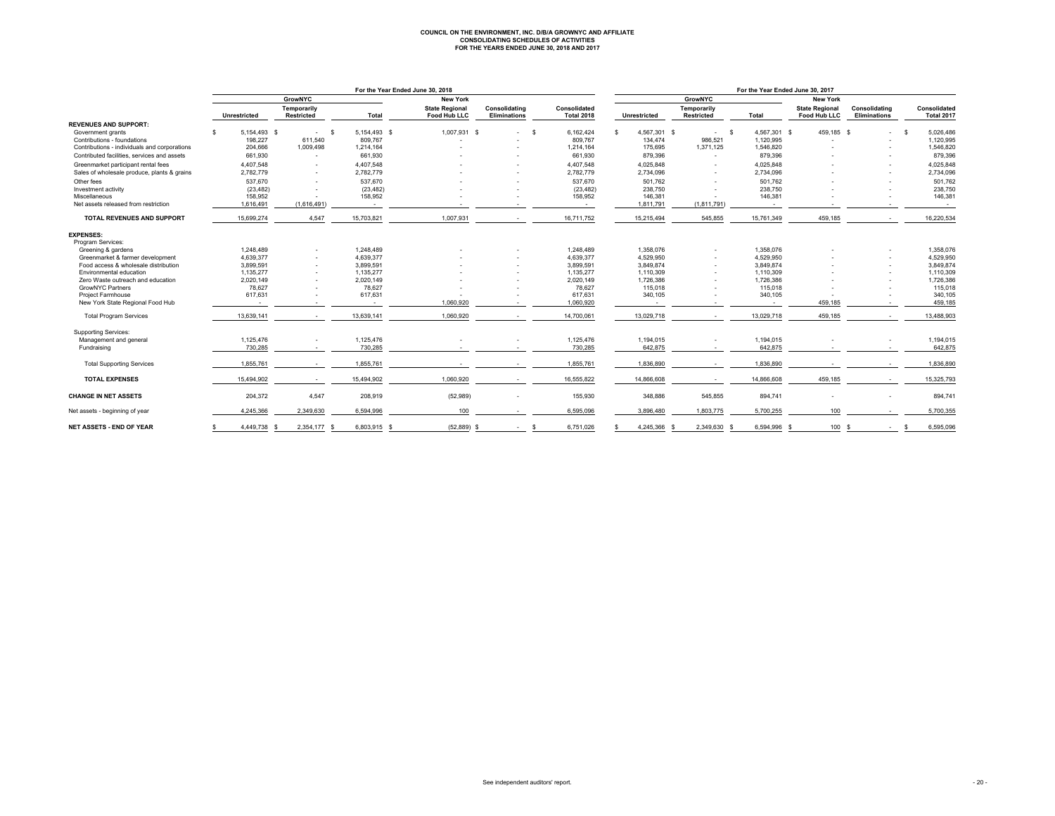**COUNCIL ON THE ENVIRONMENT, INC. D/B/A GROWNYC AND AFFILIATE**
**CONSOLIDATING SCHEDULES OF ACTIVITIES**
**FOR THE YEARS ENDED JUNE 30, 2018 AND 2017**

| | For the Year Ended June 30, 2018 | | | | | | For the Year Ended June 30, 2017 | | | | | |
|---|---|---|---|---|---|---|---|---|---|---|---|---|
| | GrowNYC | | | New York | | | GrowNYC | | | New York | | |
| | Unrestricted | Temporarily Restricted | Total | State Regional Food Hub LLC | Consolidating Eliminations | Consolidated Total 2018 | Unrestricted | Temporarily Restricted | Total | State Regional Food Hub LLC | Consolidating Eliminations | Consolidated Total 2017 |
| **REVENUES AND SUPPORT:** | | | | | | | | | | | | |
| Government grants | $ 5,154,493 | $ - | $ 5,154,493 | $ 1,007,931 | $ - | $ 6,162,424 | $ 4,567,301 | $ - | $ 4,567,301 | $ 459,185 | $ - | $ 5,026,486 |
| Contributions - foundations | 198,227 | 611,540 | 809,767 | - | - | 809,767 | 134,474 | 986,521 | 1,120,995 | - | - | 1,120,995 |
| Contributions - individuals and corporations | 204,666 | 1,009,498 | 1,214,164 | - | - | 1,214,164 | 175,695 | 1,371,125 | 1,546,820 | - | - | 1,546,820 |
| Contributed facilities, services and assets | 661,930 | - | 661,930 | - | - | 661,930 | 879,396 | - | 879,396 | - | - | 879,396 |
| Greenmarket participant rental fees | 4,407,548 | - | 4,407,548 | - | - | 4,407,548 | 4,025,848 | - | 4,025,848 | - | - | 4,025,848 |
| Sales of wholesale produce, plants & grains | 2,782,779 | - | 2,782,779 | - | - | 2,782,779 | 2,734,096 | - | 2,734,096 | - | - | 2,734,096 |
| Other fees | 537,670 | - | 537,670 | - | - | 537,670 | 501,762 | - | 501,762 | - | - | 501,762 |
| Investment activity | (23,482) | - | (23,482) | - | - | (23,482) | 238,750 | - | 238,750 | - | - | 238,750 |
| Miscellaneous | 158,952 | - | 158,952 | - | - | 158,952 | 146,381 | - | 146,381 | - | - | 146,381 |
| Net assets released from restriction | 1,616,491 | (1,616,491) | - | - | - | - | 1,811,791 | (1,811,791) | - | - | - | - |
| **TOTAL REVENUES AND SUPPORT** | 15,699,274 | 4,547 | 15,703,821 | 1,007,931 | - | 16,711,752 | 15,215,494 | 545,855 | 15,761,349 | 459,185 | - | 16,220,534 |
| **EXPENSES:** | | | | | | | | | | | | |
| Program Services: | | | | | | | | | | | | |
| Greening & gardens | 1,248,489 | - | 1,248,489 | - | - | 1,248,489 | 1,358,076 | - | 1,358,076 | - | - | 1,358,076 |
| Greenmarket & farmer development | 4,639,377 | - | 4,639,377 | - | - | 4,639,377 | 4,529,950 | - | 4,529,950 | - | - | 4,529,950 |
| Food access & wholesale distribution | 3,899,591 | - | 3,899,591 | - | - | 3,899,591 | 3,849,874 | - | 3,849,874 | - | - | 3,849,874 |
| Environmental education | 1,135,277 | - | 1,135,277 | - | - | 1,135,277 | 1,110,309 | - | 1,110,309 | - | - | 1,110,309 |
| Zero Waste outreach and education | 2,020,149 | - | 2,020,149 | - | - | 2,020,149 | 1,726,386 | - | 1,726,386 | - | - | 1,726,386 |
| GrowNYC Partners | 78,627 | - | 78,627 | - | - | 78,627 | 115,018 | - | 115,018 | - | - | 115,018 |
| Project Farmhouse | 617,631 | - | 617,631 | - | - | 617,631 | 340,105 | - | 340,105 | - | - | 340,105 |
| New York State Regional Food Hub | - | - | - | 1,060,920 | - | 1,060,920 | - | - | - | 459,185 | - | 459,185 |
| Total Program Services | 13,639,141 | - | 13,639,141 | 1,060,920 | - | 14,700,061 | 13,029,718 | - | 13,029,718 | 459,185 | - | 13,488,903 |
| Supporting Services: | | | | | | | | | | | | |
| Management and general | 1,125,476 | - | 1,125,476 | - | - | 1,125,476 | 1,194,015 | - | 1,194,015 | - | - | 1,194,015 |
| Fundraising | 730,285 | - | 730,285 | - | - | 730,285 | 642,875 | - | 642,875 | - | - | 642,875 |
| Total Supporting Services | 1,855,761 | - | 1,855,761 | - | - | 1,855,761 | 1,836,890 | - | 1,836,890 | - | - | 1,836,890 |
| **TOTAL EXPENSES** | 15,494,902 | - | 15,494,902 | 1,060,920 | - | 16,555,822 | 14,866,608 | - | 14,866,608 | 459,185 | - | 15,325,793 |
| **CHANGE IN NET ASSETS** | 204,372 | 4,547 | 208,919 | (52,989) | - | 155,930 | 348,886 | 545,855 | 894,741 | - | - | 894,741 |
| Net assets - beginning of year | 4,245,366 | 2,349,630 | 6,594,996 | 100 | - | 6,595,096 | 3,896,480 | 1,803,775 | 5,700,255 | 100 | - | 5,700,355 |
| **NET ASSETS - END OF YEAR** | $ 4,449,738 | $ 2,354,177 | $ 6,803,915 | $ (52,889) | $ - | $ 6,751,026 | $ 4,245,366 | $ 2,349,630 | $ 6,594,996 | $ 100 | $ - | $ 6,595,096 |

See independent auditors' report.